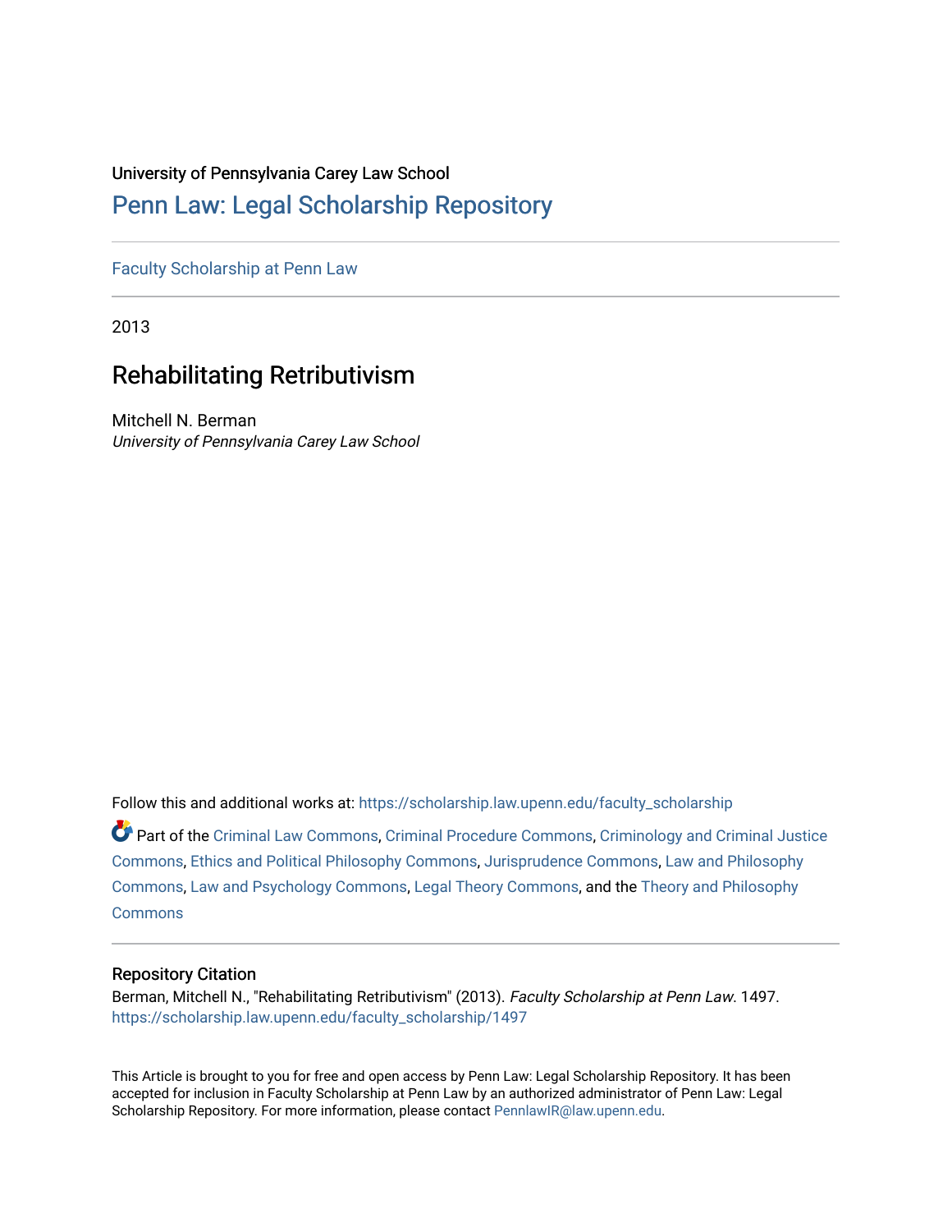University of Pennsylvania Carey Law School

# Penn Law: Legal Scholarship Repository

Faculty Scholarship at Penn Law

2013

## Rehabilitating Retributivism

Mitchell N. Berman
*University of Pennsylvania Carey Law School*

Follow this and additional works at: https://scholarship.law.upenn.edu/faculty_scholarship

Part of the Criminal Law Commons, Criminal Procedure Commons, Criminology and Criminal Justice Commons, Ethics and Political Philosophy Commons, Jurisprudence Commons, Law and Philosophy Commons, Law and Psychology Commons, Legal Theory Commons, and the Theory and Philosophy Commons

### Repository Citation

Berman, Mitchell N., "Rehabilitating Retributivism" (2013). *Faculty Scholarship at Penn Law*. 1497.
https://scholarship.law.upenn.edu/faculty_scholarship/1497

This Article is brought to you for free and open access by Penn Law: Legal Scholarship Repository. It has been accepted for inclusion in Faculty Scholarship at Penn Law by an authorized administrator of Penn Law: Legal Scholarship Repository. For more information, please contact PennlawIR@law.upenn.edu.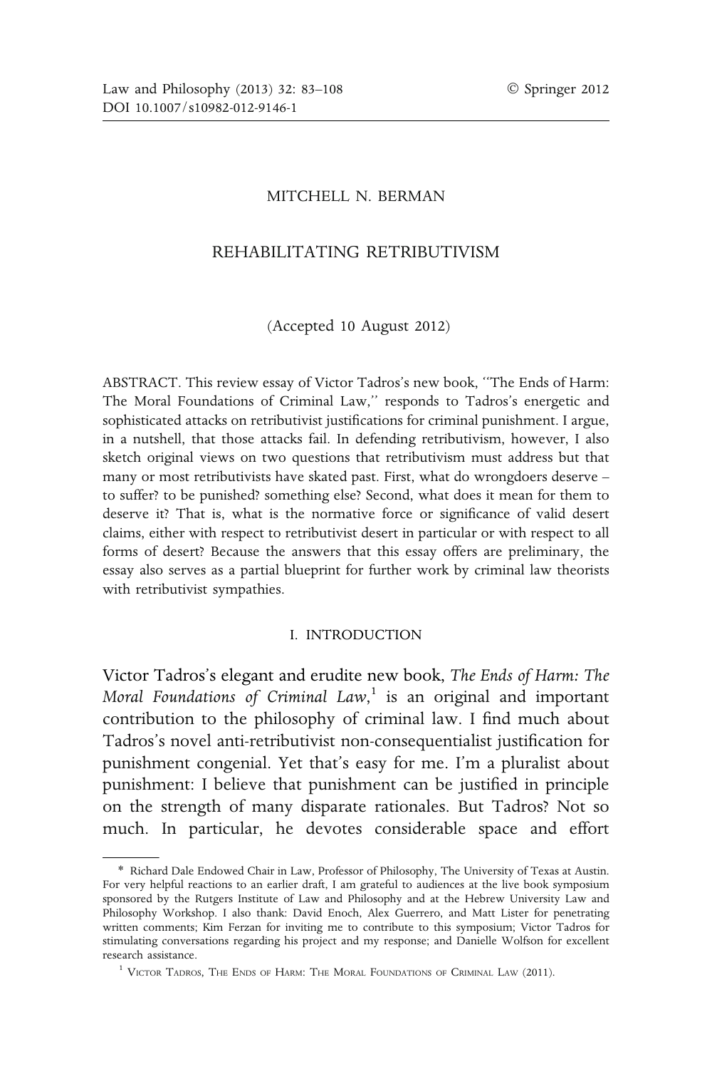MITCHELL N. BERMAN

# REHABILITATING RETRIBUTIVISM

(Accepted 10 August 2012)

ABSTRACT. This review essay of Victor Tadros's new book, "The Ends of Harm: The Moral Foundations of Criminal Law," responds to Tadros's energetic and sophisticated attacks on retributivist justifications for criminal punishment. I argue, in a nutshell, that those attacks fail. In defending retributivism, however, I also sketch original views on two questions that retributivism must address but that many or most retributivists have skated past. First, what do wrongdoers deserve – to suffer? to be punished? something else? Second, what does it mean for them to deserve it? That is, what is the normative force or significance of valid desert claims, either with respect to retributivist desert in particular or with respect to all forms of desert? Because the answers that this essay offers are preliminary, the essay also serves as a partial blueprint for further work by criminal law theorists with retributivist sympathies.

## I. INTRODUCTION

Victor Tadros's elegant and erudite new book, *The Ends of Harm: The Moral Foundations of Criminal Law*,[1] is an original and important contribution to the philosophy of criminal law. I find much about Tadros's novel anti-retributivist non-consequentialist justification for punishment congenial. Yet that's easy for me. I'm a pluralist about punishment: I believe that punishment can be justified in principle on the strength of many disparate rationales. But Tadros? Not so much. In particular, he devotes considerable space and effort

---

\* Richard Dale Endowed Chair in Law, Professor of Philosophy, The University of Texas at Austin. For very helpful reactions to an earlier draft, I am grateful to audiences at the live book symposium sponsored by the Rutgers Institute of Law and Philosophy and at the Hebrew University Law and Philosophy Workshop. I also thank: David Enoch, Alex Guerrero, and Matt Lister for penetrating written comments; Kim Ferzan for inviting me to contribute to this symposium; Victor Tadros for stimulating conversations regarding his project and my response; and Danielle Wolfson for excellent research assistance.

[1] Victor Tadros, The Ends of Harm: The Moral Foundations of Criminal Law (2011).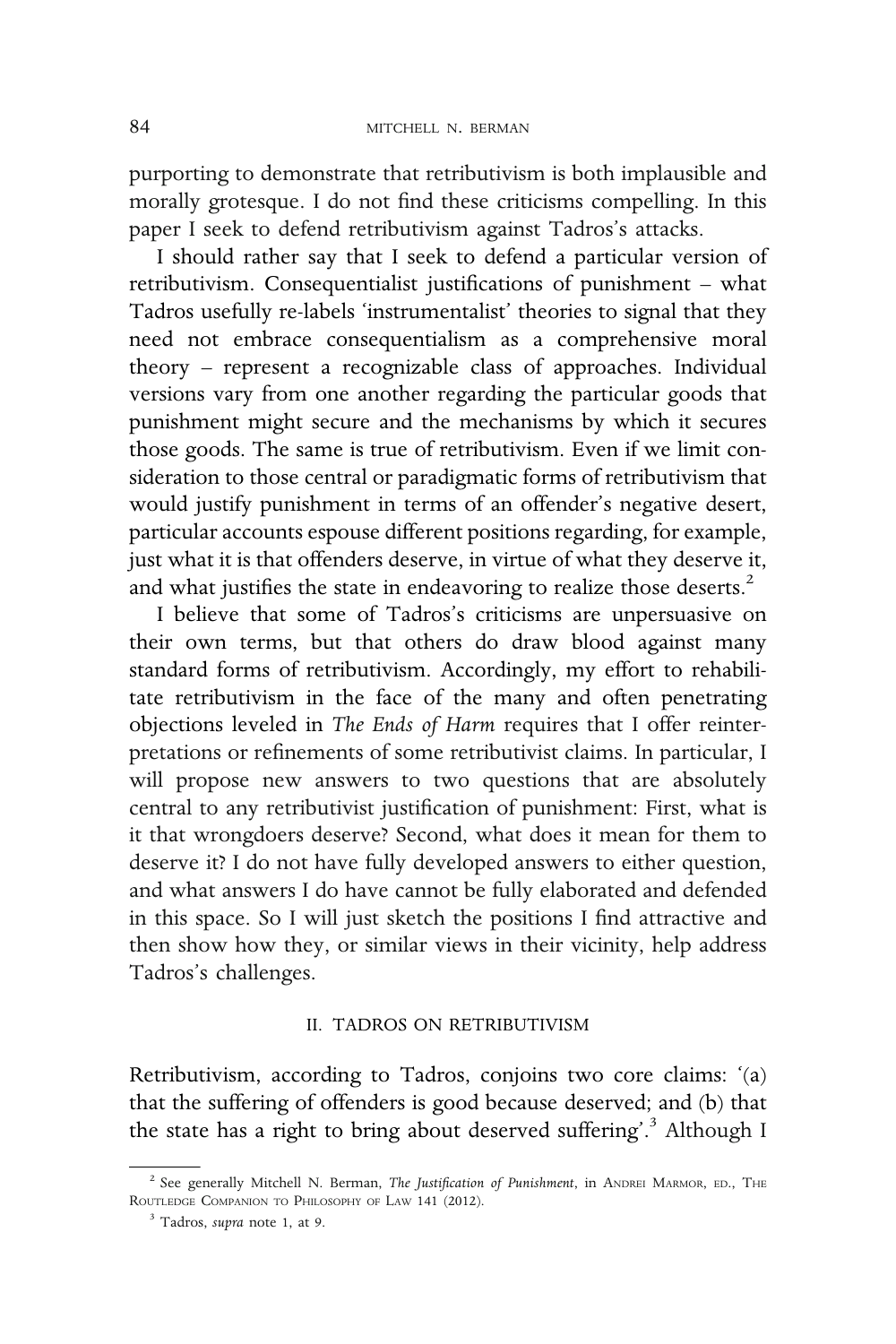purporting to demonstrate that retributivism is both implausible and morally grotesque. I do not find these criticisms compelling. In this paper I seek to defend retributivism against Tadros's attacks.

I should rather say that I seek to defend a particular version of retributivism. Consequentialist justifications of punishment – what Tadros usefully re-labels 'instrumentalist' theories to signal that they need not embrace consequentialism as a comprehensive moral theory – represent a recognizable class of approaches. Individual versions vary from one another regarding the particular goods that punishment might secure and the mechanisms by which it secures those goods. The same is true of retributivism. Even if we limit consideration to those central or paradigmatic forms of retributivism that would justify punishment in terms of an offender's negative desert, particular accounts espouse different positions regarding, for example, just what it is that offenders deserve, in virtue of what they deserve it, and what justifies the state in endeavoring to realize those deserts.[2]

I believe that some of Tadros's criticisms are unpersuasive on their own terms, but that others do draw blood against many standard forms of retributivism. Accordingly, my effort to rehabilitate retributivism in the face of the many and often penetrating objections leveled in *The Ends of Harm* requires that I offer reinterpretations or refinements of some retributivist claims. In particular, I will propose new answers to two questions that are absolutely central to any retributivist justification of punishment: First, what is it that wrongdoers deserve? Second, what does it mean for them to deserve it? I do not have fully developed answers to either question, and what answers I do have cannot be fully elaborated and defended in this space. So I will just sketch the positions I find attractive and then show how they, or similar views in their vicinity, help address Tadros's challenges.

## II. TADROS ON RETRIBUTIVISM

Retributivism, according to Tadros, conjoins two core claims: '(a) that the suffering of offenders is good because deserved; and (b) that the state has a right to bring about deserved suffering'.[3] Although I

---

[2] See generally Mitchell N. Berman, *The Justification of Punishment*, in ANDREI MARMOR, ED., THE ROUTLEDGE COMPANION TO PHILOSOPHY OF LAW 141 (2012).

[3] Tadros, *supra* note 1, at 9.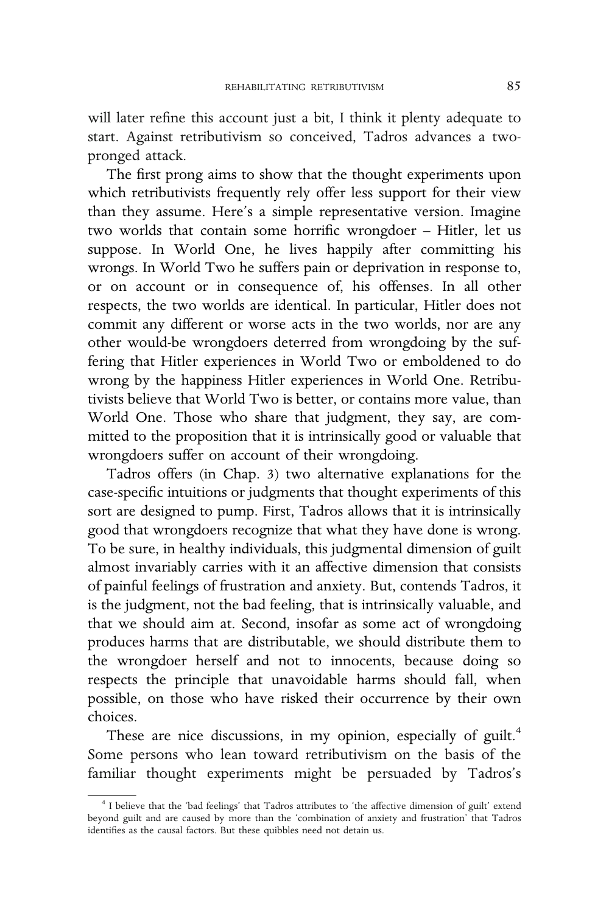will later refine this account just a bit, I think it plenty adequate to start. Against retributivism so conceived, Tadros advances a two-pronged attack.

The first prong aims to show that the thought experiments upon which retributivists frequently rely offer less support for their view than they assume. Here's a simple representative version. Imagine two worlds that contain some horrific wrongdoer – Hitler, let us suppose. In World One, he lives happily after committing his wrongs. In World Two he suffers pain or deprivation in response to, or on account or in consequence of, his offenses. In all other respects, the two worlds are identical. In particular, Hitler does not commit any different or worse acts in the two worlds, nor are any other would-be wrongdoers deterred from wrongdoing by the suffering that Hitler experiences in World Two or emboldened to do wrong by the happiness Hitler experiences in World One. Retributivists believe that World Two is better, or contains more value, than World One. Those who share that judgment, they say, are committed to the proposition that it is intrinsically good or valuable that wrongdoers suffer on account of their wrongdoing.

Tadros offers (in Chap. 3) two alternative explanations for the case-specific intuitions or judgments that thought experiments of this sort are designed to pump. First, Tadros allows that it is intrinsically good that wrongdoers recognize that what they have done is wrong. To be sure, in healthy individuals, this judgmental dimension of guilt almost invariably carries with it an affective dimension that consists of painful feelings of frustration and anxiety. But, contends Tadros, it is the judgment, not the bad feeling, that is intrinsically valuable, and that we should aim at. Second, insofar as some act of wrongdoing produces harms that are distributable, we should distribute them to the wrongdoer herself and not to innocents, because doing so respects the principle that unavoidable harms should fall, when possible, on those who have risked their occurrence by their own choices.

These are nice discussions, in my opinion, especially of guilt.[4] Some persons who lean toward retributivism on the basis of the familiar thought experiments might be persuaded by Tadros's

[4] I believe that the 'bad feelings' that Tadros attributes to 'the affective dimension of guilt' extend beyond guilt and are caused by more than the 'combination of anxiety and frustration' that Tadros identifies as the causal factors. But these quibbles need not detain us.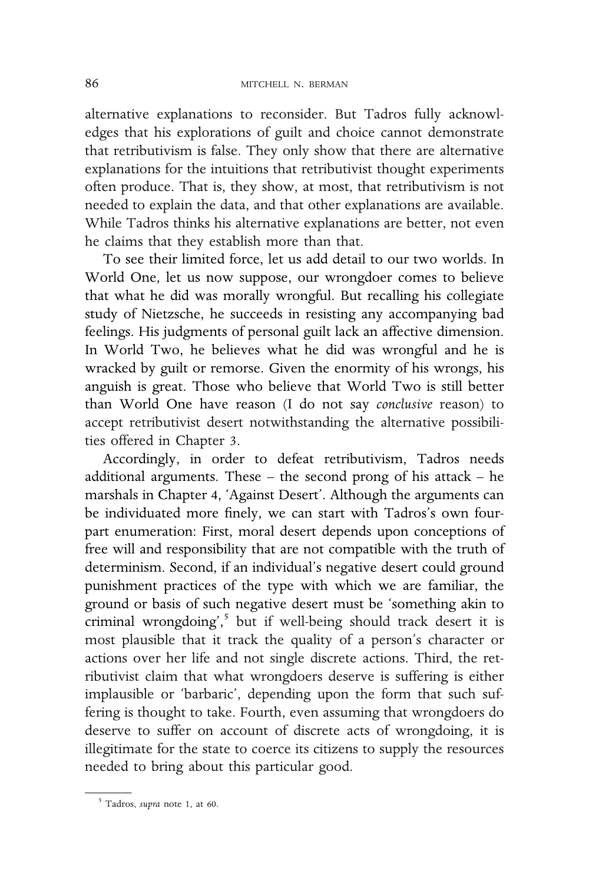alternative explanations to reconsider. But Tadros fully acknowledges that his explorations of guilt and choice cannot demonstrate that retributivism is false. They only show that there are alternative explanations for the intuitions that retributivist thought experiments often produce. That is, they show, at most, that retributivism is not needed to explain the data, and that other explanations are available. While Tadros thinks his alternative explanations are better, not even he claims that they establish more than that.

To see their limited force, let us add detail to our two worlds. In World One, let us now suppose, our wrongdoer comes to believe that what he did was morally wrongful. But recalling his collegiate study of Nietzsche, he succeeds in resisting any accompanying bad feelings. His judgments of personal guilt lack an affective dimension. In World Two, he believes what he did was wrongful and he is wracked by guilt or remorse. Given the enormity of his wrongs, his anguish is great. Those who believe that World Two is still better than World One have reason (I do not say *conclusive* reason) to accept retributivist desert notwithstanding the alternative possibilities offered in Chapter 3.

Accordingly, in order to defeat retributivism, Tadros needs additional arguments. These – the second prong of his attack – he marshals in Chapter 4, 'Against Desert'. Although the arguments can be individuated more finely, we can start with Tadros's own four-part enumeration: First, moral desert depends upon conceptions of free will and responsibility that are not compatible with the truth of determinism. Second, if an individual's negative desert could ground punishment practices of the type with which we are familiar, the ground or basis of such negative desert must be 'something akin to criminal wrongdoing',[5] but if well-being should track desert it is most plausible that it track the quality of a person's character or actions over her life and not single discrete actions. Third, the retributivist claim that what wrongdoers deserve is suffering is either implausible or 'barbaric', depending upon the form that such suffering is thought to take. Fourth, even assuming that wrongdoers do deserve to suffer on account of discrete acts of wrongdoing, it is illegitimate for the state to coerce its citizens to supply the resources needed to bring about this particular good.

[5] Tadros, *supra* note 1, at 60.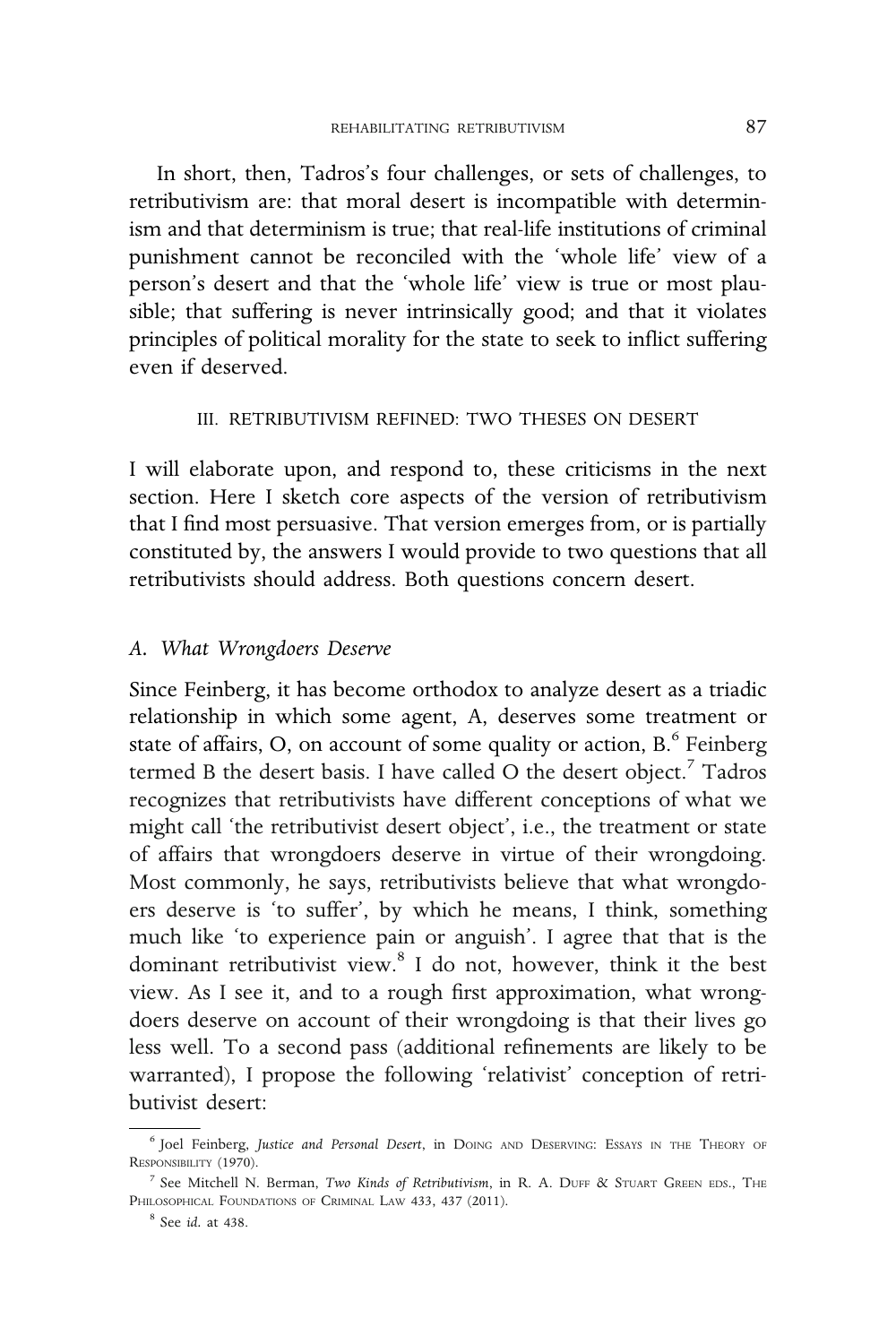In short, then, Tadros's four challenges, or sets of challenges, to retributivism are: that moral desert is incompatible with determinism and that determinism is true; that real-life institutions of criminal punishment cannot be reconciled with the 'whole life' view of a person's desert and that the 'whole life' view is true or most plausible; that suffering is never intrinsically good; and that it violates principles of political morality for the state to seek to inflict suffering even if deserved.

## III. RETRIBUTIVISM REFINED: TWO THESES ON DESERT

I will elaborate upon, and respond to, these criticisms in the next section. Here I sketch core aspects of the version of retributivism that I find most persuasive. That version emerges from, or is partially constituted by, the answers I would provide to two questions that all retributivists should address. Both questions concern desert.

### *A. What Wrongdoers Deserve*

Since Feinberg, it has become orthodox to analyze desert as a triadic relationship in which some agent, A, deserves some treatment or state of affairs, O, on account of some quality or action, B.[6] Feinberg termed B the desert basis. I have called O the desert object.[7] Tadros recognizes that retributivists have different conceptions of what we might call 'the retributivist desert object', i.e., the treatment or state of affairs that wrongdoers deserve in virtue of their wrongdoing. Most commonly, he says, retributivists believe that what wrongdoers deserve is 'to suffer', by which he means, I think, something much like 'to experience pain or anguish'. I agree that that is the dominant retributivist view.[8] I do not, however, think it the best view. As I see it, and to a rough first approximation, what wrongdoers deserve on account of their wrongdoing is that their lives go less well. To a second pass (additional refinements are likely to be warranted), I propose the following 'relativist' conception of retributivist desert:

---

[6] Joel Feinberg, *Justice and Personal Desert*, in DOING AND DESERVING: ESSAYS IN THE THEORY OF RESPONSIBILITY (1970).

[7] See Mitchell N. Berman, *Two Kinds of Retributivism*, in R. A. DUFF & STUART GREEN EDS., THE PHILOSOPHICAL FOUNDATIONS OF CRIMINAL LAW 433, 437 (2011).

[8] See *id.* at 438.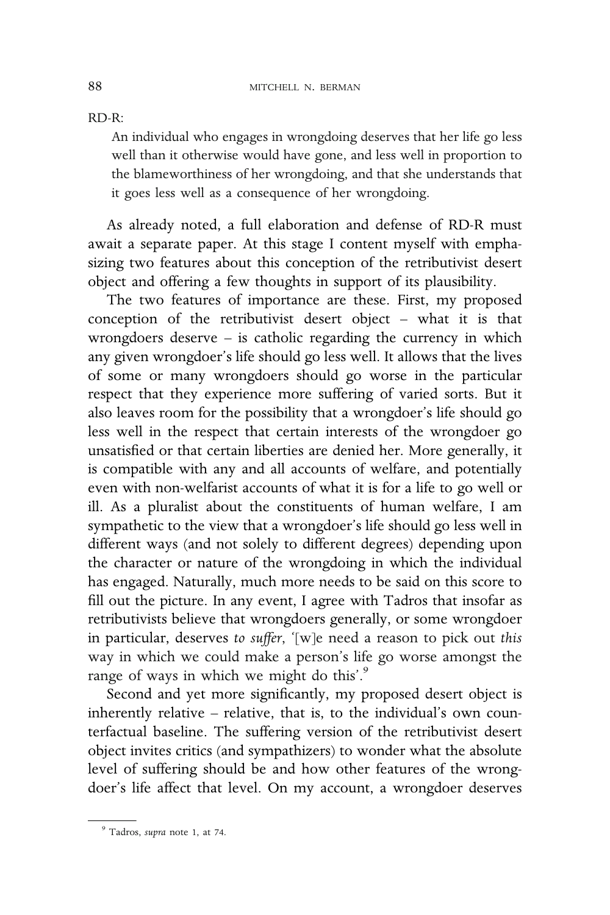RD-R:

> An individual who engages in wrongdoing deserves that her life go less well than it otherwise would have gone, and less well in proportion to the blameworthiness of her wrongdoing, and that she understands that it goes less well as a consequence of her wrongdoing.

As already noted, a full elaboration and defense of RD-R must await a separate paper. At this stage I content myself with emphasizing two features about this conception of the retributivist desert object and offering a few thoughts in support of its plausibility.

The two features of importance are these. First, my proposed conception of the retributivist desert object – what it is that wrongdoers deserve – is catholic regarding the currency in which any given wrongdoer's life should go less well. It allows that the lives of some or many wrongdoers should go worse in the particular respect that they experience more suffering of varied sorts. But it also leaves room for the possibility that a wrongdoer's life should go less well in the respect that certain interests of the wrongdoer go unsatisfied or that certain liberties are denied her. More generally, it is compatible with any and all accounts of welfare, and potentially even with non-welfarist accounts of what it is for a life to go well or ill. As a pluralist about the constituents of human welfare, I am sympathetic to the view that a wrongdoer's life should go less well in different ways (and not solely to different degrees) depending upon the character or nature of the wrongdoing in which the individual has engaged. Naturally, much more needs to be said on this score to fill out the picture. In any event, I agree with Tadros that insofar as retributivists believe that wrongdoers generally, or some wrongdoer in particular, deserves *to suffer*, '[w]e need a reason to pick out *this* way in which we could make a person's life go worse amongst the range of ways in which we might do this'.[9]

Second and yet more significantly, my proposed desert object is inherently relative – relative, that is, to the individual's own counterfactual baseline. The suffering version of the retributivist desert object invites critics (and sympathizers) to wonder what the absolute level of suffering should be and how other features of the wrongdoer's life affect that level. On my account, a wrongdoer deserves

[9] Tadros, *supra* note 1, at 74.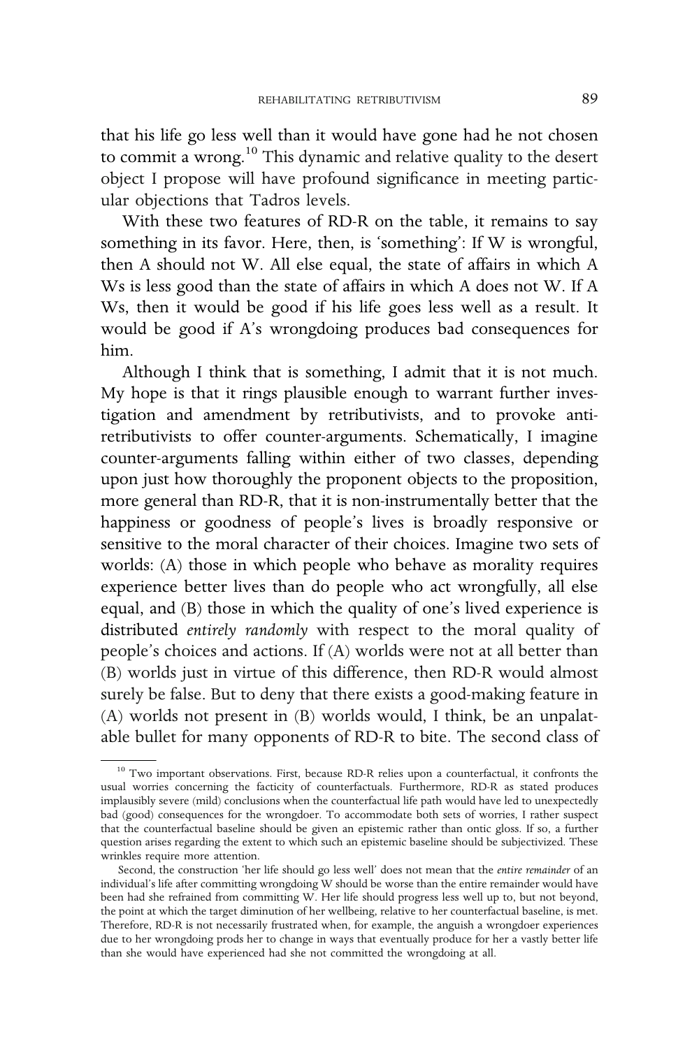that his life go less well than it would have gone had he not chosen to commit a wrong.[10] This dynamic and relative quality to the desert object I propose will have profound significance in meeting particular objections that Tadros levels.

With these two features of RD-R on the table, it remains to say something in its favor. Here, then, is 'something': If W is wrongful, then A should not W. All else equal, the state of affairs in which A Ws is less good than the state of affairs in which A does not W. If A Ws, then it would be good if his life goes less well as a result. It would be good if A's wrongdoing produces bad consequences for him.

Although I think that is something, I admit that it is not much. My hope is that it rings plausible enough to warrant further investigation and amendment by retributivists, and to provoke anti-retributivists to offer counter-arguments. Schematically, I imagine counter-arguments falling within either of two classes, depending upon just how thoroughly the proponent objects to the proposition, more general than RD-R, that it is non-instrumentally better that the happiness or goodness of people's lives is broadly responsive or sensitive to the moral character of their choices. Imagine two sets of worlds: (A) those in which people who behave as morality requires experience better lives than do people who act wrongfully, all else equal, and (B) those in which the quality of one's lived experience is distributed *entirely randomly* with respect to the moral quality of people's choices and actions. If (A) worlds were not at all better than (B) worlds just in virtue of this difference, then RD-R would almost surely be false. But to deny that there exists a good-making feature in (A) worlds not present in (B) worlds would, I think, be an unpalatable bullet for many opponents of RD-R to bite. The second class of

---

[10] Two important observations. First, because RD-R relies upon a counterfactual, it confronts the usual worries concerning the facticity of counterfactuals. Furthermore, RD-R as stated produces implausibly severe (mild) conclusions when the counterfactual life path would have led to unexpectedly bad (good) consequences for the wrongdoer. To accommodate both sets of worries, I rather suspect that the counterfactual baseline should be given an epistemic rather than ontic gloss. If so, a further question arises regarding the extent to which such an epistemic baseline should be subjectivized. These wrinkles require more attention.

Second, the construction 'her life should go less well' does not mean that the *entire remainder* of an individual's life after committing wrongdoing W should be worse than the entire remainder would have been had she refrained from committing W. Her life should progress less well up to, but not beyond, the point at which the target diminution of her wellbeing, relative to her counterfactual baseline, is met. Therefore, RD-R is not necessarily frustrated when, for example, the anguish a wrongdoer experiences due to her wrongdoing prods her to change in ways that eventually produce for her a vastly better life than she would have experienced had she not committed the wrongdoing at all.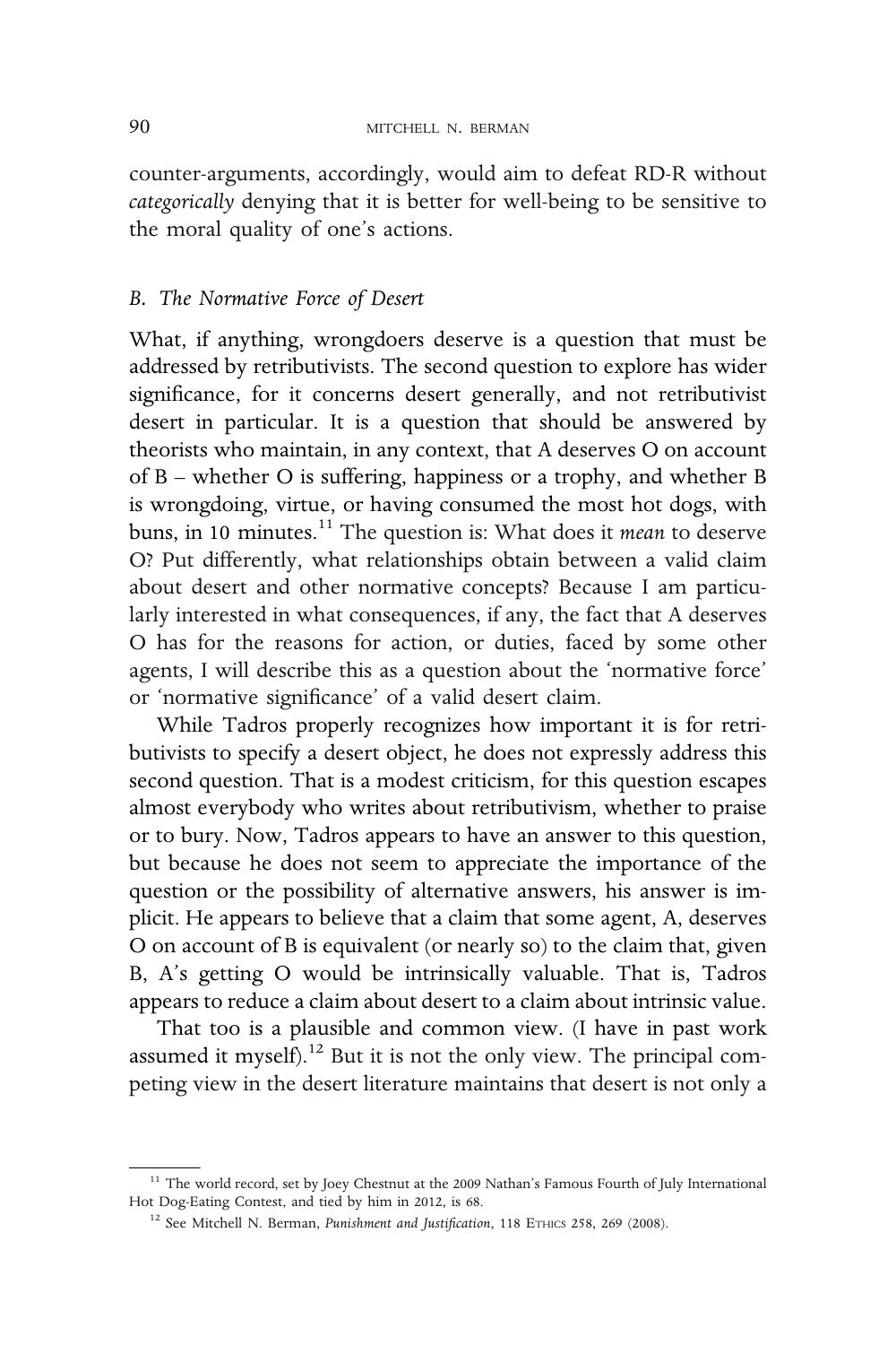counter-arguments, accordingly, would aim to defeat RD-R without *categorically* denying that it is better for well-being to be sensitive to the moral quality of one's actions.

### *B. The Normative Force of Desert*

What, if anything, wrongdoers deserve is a question that must be addressed by retributivists. The second question to explore has wider significance, for it concerns desert generally, and not retributivist desert in particular. It is a question that should be answered by theorists who maintain, in any context, that A deserves O on account of B – whether O is suffering, happiness or a trophy, and whether B is wrongdoing, virtue, or having consumed the most hot dogs, with buns, in 10 minutes.[11] The question is: What does it *mean* to deserve O? Put differently, what relationships obtain between a valid claim about desert and other normative concepts? Because I am particularly interested in what consequences, if any, the fact that A deserves O has for the reasons for action, or duties, faced by some other agents, I will describe this as a question about the 'normative force' or 'normative significance' of a valid desert claim.

While Tadros properly recognizes how important it is for retributivists to specify a desert object, he does not expressly address this second question. That is a modest criticism, for this question escapes almost everybody who writes about retributivism, whether to praise or to bury. Now, Tadros appears to have an answer to this question, but because he does not seem to appreciate the importance of the question or the possibility of alternative answers, his answer is implicit. He appears to believe that a claim that some agent, A, deserves O on account of B is equivalent (or nearly so) to the claim that, given B, A's getting O would be intrinsically valuable. That is, Tadros appears to reduce a claim about desert to a claim about intrinsic value.

That too is a plausible and common view. (I have in past work assumed it myself).[12] But it is not the only view. The principal competing view in the desert literature maintains that desert is not only a

[11] The world record, set by Joey Chestnut at the 2009 Nathan's Famous Fourth of July International Hot Dog-Eating Contest, and tied by him in 2012, is 68.

[12] See Mitchell N. Berman, *Punishment and Justification*, 118 ETHICS 258, 269 (2008).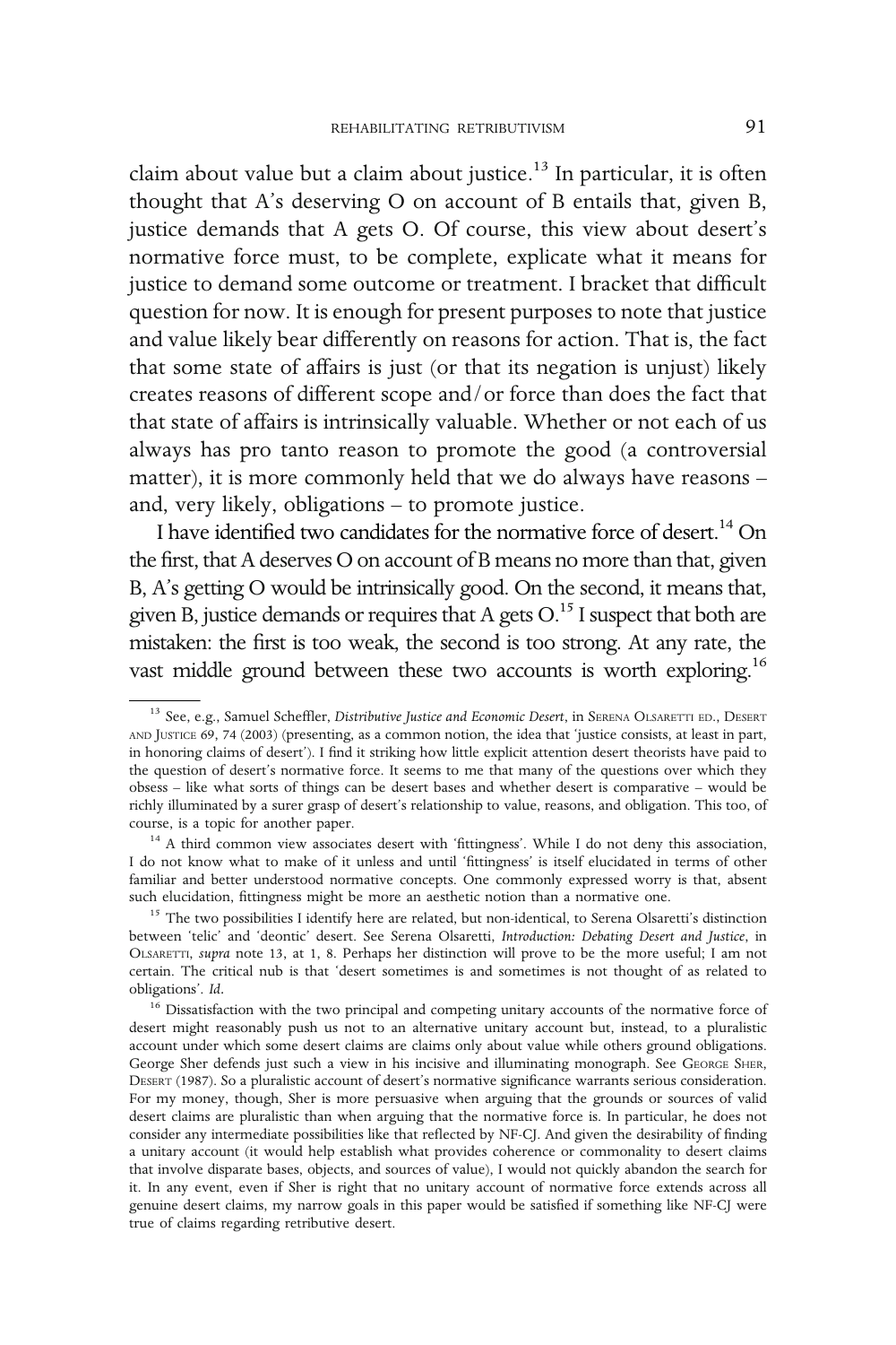claim about value but a claim about justice.[13] In particular, it is often thought that A's deserving O on account of B entails that, given B, justice demands that A gets O. Of course, this view about desert's normative force must, to be complete, explicate what it means for justice to demand some outcome or treatment. I bracket that difficult question for now. It is enough for present purposes to note that justice and value likely bear differently on reasons for action. That is, the fact that some state of affairs is just (or that its negation is unjust) likely creates reasons of different scope and/or force than does the fact that that state of affairs is intrinsically valuable. Whether or not each of us always has pro tanto reason to promote the good (a controversial matter), it is more commonly held that we do always have reasons – and, very likely, obligations – to promote justice.

I have identified two candidates for the normative force of desert.[14] On the first, that A deserves O on account of B means no more than that, given B, A's getting O would be intrinsically good. On the second, it means that, given B, justice demands or requires that A gets O.[15] I suspect that both are mistaken: the first is too weak, the second is too strong. At any rate, the vast middle ground between these two accounts is worth exploring.[16]

---

[13] See, e.g., Samuel Scheffler, *Distributive Justice and Economic Desert*, in SERENA OLSARETTI ED., DESERT AND JUSTICE 69, 74 (2003) (presenting, as a common notion, the idea that 'justice consists, at least in part, in honoring claims of desert'). I find it striking how little explicit attention desert theorists have paid to the question of desert's normative force. It seems to me that many of the questions over which they obsess – like what sorts of things can be desert bases and whether desert is comparative – would be richly illuminated by a surer grasp of desert's relationship to value, reasons, and obligation. This too, of course, is a topic for another paper.

[14] A third common view associates desert with 'fittingness'. While I do not deny this association, I do not know what to make of it unless and until 'fittingness' is itself elucidated in terms of other familiar and better understood normative concepts. One commonly expressed worry is that, absent such elucidation, fittingness might be more an aesthetic notion than a normative one.

[15] The two possibilities I identify here are related, but non-identical, to Serena Olsaretti's distinction between 'telic' and 'deontic' desert. See Serena Olsaretti, *Introduction: Debating Desert and Justice*, in OLSARETTI, *supra* note 13, at 1, 8. Perhaps her distinction will prove to be the more useful; I am not certain. The critical nub is that 'desert sometimes is and sometimes is not thought of as related to obligations'. *Id*.

[16] Dissatisfaction with the two principal and competing unitary accounts of the normative force of desert might reasonably push us not to an alternative unitary account but, instead, to a pluralistic account under which some desert claims are claims only about value while others ground obligations. George Sher defends just such a view in his incisive and illuminating monograph. See GEORGE SHER, DESERT (1987). So a pluralistic account of desert's normative significance warrants serious consideration. For my money, though, Sher is more persuasive when arguing that the grounds or sources of valid desert claims are pluralistic than when arguing that the normative force is. In particular, he does not consider any intermediate possibilities like that reflected by NF-CJ. And given the desirability of finding a unitary account (it would help establish what provides coherence or commonality to desert claims that involve disparate bases, objects, and sources of value), I would not quickly abandon the search for it. In any event, even if Sher is right that no unitary account of normative force extends across all genuine desert claims, my narrow goals in this paper would be satisfied if something like NF-CJ were true of claims regarding retributive desert.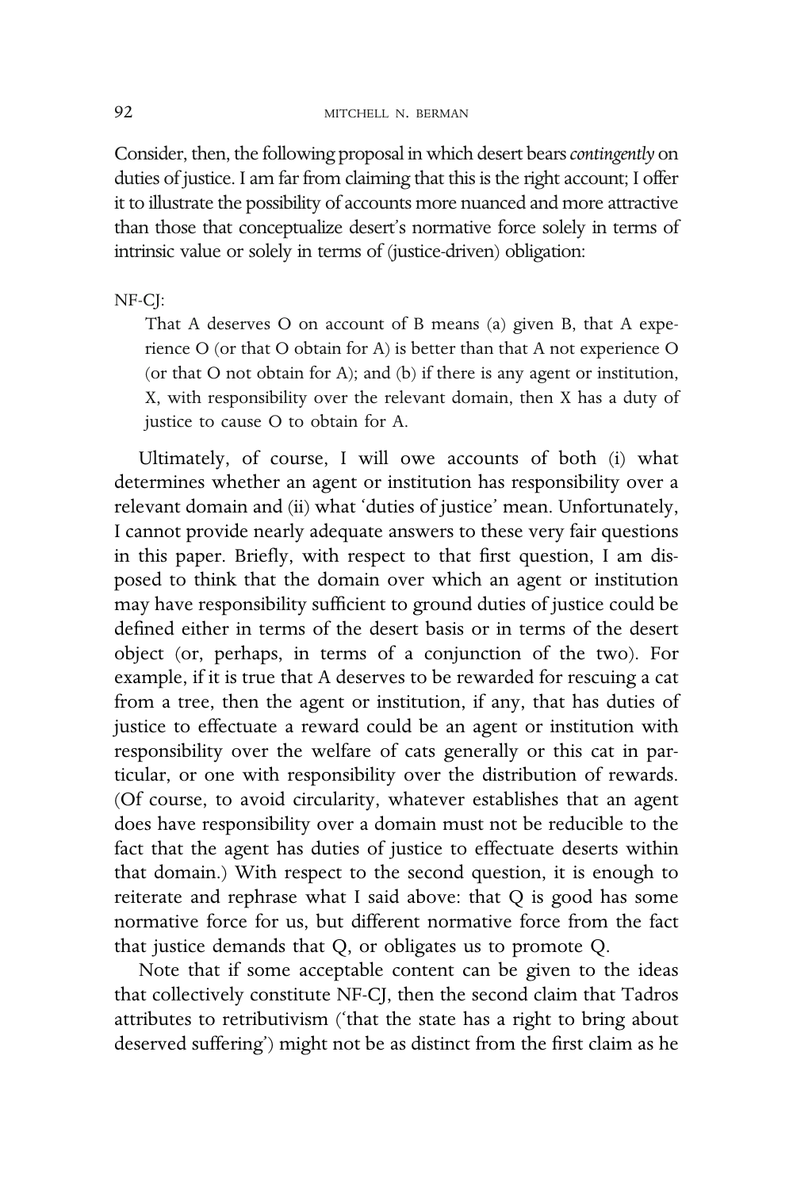Consider, then, the following proposal in which desert bears *contingently* on duties of justice. I am far from claiming that this is the right account; I offer it to illustrate the possibility of accounts more nuanced and more attractive than those that conceptualize desert's normative force solely in terms of intrinsic value or solely in terms of (justice-driven) obligation:

NF-CJ:

> That A deserves O on account of B means (a) given B, that A experience O (or that O obtain for A) is better than that A not experience O (or that O not obtain for A); and (b) if there is any agent or institution, X, with responsibility over the relevant domain, then X has a duty of justice to cause O to obtain for A.

Ultimately, of course, I will owe accounts of both (i) what determines whether an agent or institution has responsibility over a relevant domain and (ii) what 'duties of justice' mean. Unfortunately, I cannot provide nearly adequate answers to these very fair questions in this paper. Briefly, with respect to that first question, I am disposed to think that the domain over which an agent or institution may have responsibility sufficient to ground duties of justice could be defined either in terms of the desert basis or in terms of the desert object (or, perhaps, in terms of a conjunction of the two). For example, if it is true that A deserves to be rewarded for rescuing a cat from a tree, then the agent or institution, if any, that has duties of justice to effectuate a reward could be an agent or institution with responsibility over the welfare of cats generally or this cat in particular, or one with responsibility over the distribution of rewards. (Of course, to avoid circularity, whatever establishes that an agent does have responsibility over a domain must not be reducible to the fact that the agent has duties of justice to effectuate deserts within that domain.) With respect to the second question, it is enough to reiterate and rephrase what I said above: that Q is good has some normative force for us, but different normative force from the fact that justice demands that Q, or obligates us to promote Q.

Note that if some acceptable content can be given to the ideas that collectively constitute NF-CJ, then the second claim that Tadros attributes to retributivism ('that the state has a right to bring about deserved suffering') might not be as distinct from the first claim as he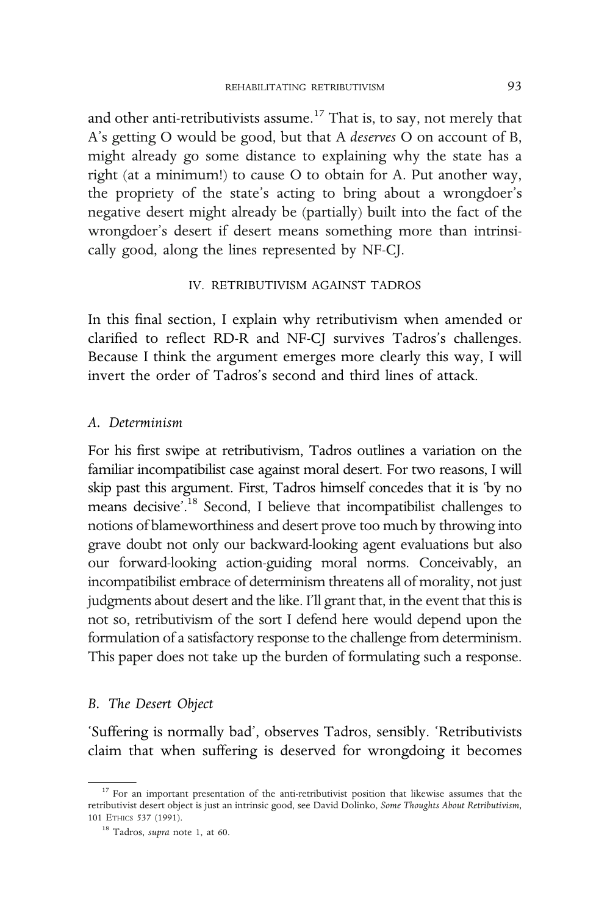and other anti-retributivists assume.[17] That is, to say, not merely that A's getting O would be good, but that A *deserves* O on account of B, might already go some distance to explaining why the state has a right (at a minimum!) to cause O to obtain for A. Put another way, the propriety of the state's acting to bring about a wrongdoer's negative desert might already be (partially) built into the fact of the wrongdoer's desert if desert means something more than intrinsically good, along the lines represented by NF-CJ.

## IV. RETRIBUTIVISM AGAINST TADROS

In this final section, I explain why retributivism when amended or clarified to reflect RD-R and NF-CJ survives Tadros's challenges. Because I think the argument emerges more clearly this way, I will invert the order of Tadros's second and third lines of attack.

### *A. Determinism*

For his first swipe at retributivism, Tadros outlines a variation on the familiar incompatibilist case against moral desert. For two reasons, I will skip past this argument. First, Tadros himself concedes that it is 'by no means decisive'.[18] Second, I believe that incompatibilist challenges to notions of blameworthiness and desert prove too much by throwing into grave doubt not only our backward-looking agent evaluations but also our forward-looking action-guiding moral norms. Conceivably, an incompatibilist embrace of determinism threatens all of morality, not just judgments about desert and the like. I'll grant that, in the event that this is not so, retributivism of the sort I defend here would depend upon the formulation of a satisfactory response to the challenge from determinism. This paper does not take up the burden of formulating such a response.

### *B. The Desert Object*

'Suffering is normally bad', observes Tadros, sensibly. 'Retributivists claim that when suffering is deserved for wrongdoing it becomes

---

[17] For an important presentation of the anti-retributivist position that likewise assumes that the retributivist desert object is just an intrinsic good, see David Dolinko, *Some Thoughts About Retributivism,* 101 ETHICS 537 (1991).

[18] Tadros, *supra* note 1, at 60.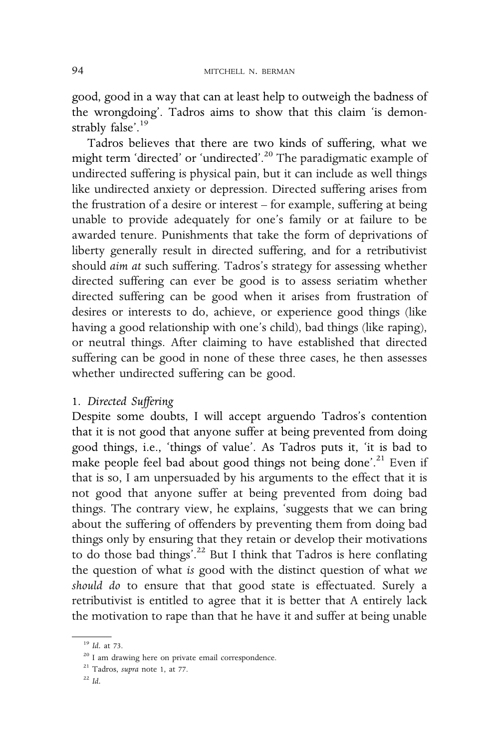good, good in a way that can at least help to outweigh the badness of the wrongdoing'. Tadros aims to show that this claim 'is demonstrably false'.[19]

Tadros believes that there are two kinds of suffering, what we might term 'directed' or 'undirected'.[20] The paradigmatic example of undirected suffering is physical pain, but it can include as well things like undirected anxiety or depression. Directed suffering arises from the frustration of a desire or interest – for example, suffering at being unable to provide adequately for one's family or at failure to be awarded tenure. Punishments that take the form of deprivations of liberty generally result in directed suffering, and for a retributivist should *aim at* such suffering. Tadros's strategy for assessing whether directed suffering can ever be good is to assess seriatim whether directed suffering can be good when it arises from frustration of desires or interests to do, achieve, or experience good things (like having a good relationship with one's child), bad things (like raping), or neutral things. After claiming to have established that directed suffering can be good in none of these three cases, he then assesses whether undirected suffering can be good.

### 1. *Directed Suffering*

Despite some doubts, I will accept arguendo Tadros's contention that it is not good that anyone suffer at being prevented from doing good things, i.e., 'things of value'. As Tadros puts it, 'it is bad to make people feel bad about good things not being done'.[21] Even if that is so, I am unpersuaded by his arguments to the effect that it is not good that anyone suffer at being prevented from doing bad things. The contrary view, he explains, 'suggests that we can bring about the suffering of offenders by preventing them from doing bad things only by ensuring that they retain or develop their motivations to do those bad things'.[22] But I think that Tadros is here conflating the question of what *is* good with the distinct question of what *we should do* to ensure that that good state is effectuated. Surely a retributivist is entitled to agree that it is better that A entirely lack the motivation to rape than that he have it and suffer at being unable

---

[19] *Id.* at 73.

[20] I am drawing here on private email correspondence.

[21] Tadros, *supra* note 1, at 77.

[22] *Id.*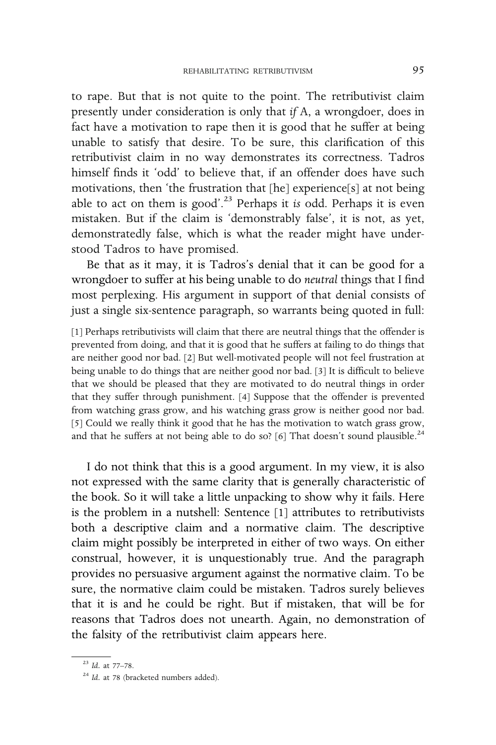to rape. But that is not quite to the point. The retributivist claim presently under consideration is only that *if* A, a wrongdoer, does in fact have a motivation to rape then it is good that he suffer at being unable to satisfy that desire. To be sure, this clarification of this retributivist claim in no way demonstrates its correctness. Tadros himself finds it 'odd' to believe that, if an offender does have such motivations, then 'the frustration that [he] experience[s] at not being able to act on them is good'.[23] Perhaps it *is* odd. Perhaps it is even mistaken. But if the claim is 'demonstrably false', it is not, as yet, demonstratedly false, which is what the reader might have understood Tadros to have promised.

Be that as it may, it is Tadros's denial that it can be good for a wrongdoer to suffer at his being unable to do *neutral* things that I find most perplexing. His argument in support of that denial consists of just a single six-sentence paragraph, so warrants being quoted in full:

> [1] Perhaps retributivists will claim that there are neutral things that the offender is prevented from doing, and that it is good that he suffers at failing to do things that are neither good nor bad. [2] But well-motivated people will not feel frustration at being unable to do things that are neither good nor bad. [3] It is difficult to believe that we should be pleased that they are motivated to do neutral things in order that they suffer through punishment. [4] Suppose that the offender is prevented from watching grass grow, and his watching grass grow is neither good nor bad. [5] Could we really think it good that he has the motivation to watch grass grow, and that he suffers at not being able to do so? [6] That doesn't sound plausible.[24]

I do not think that this is a good argument. In my view, it is also not expressed with the same clarity that is generally characteristic of the book. So it will take a little unpacking to show why it fails. Here is the problem in a nutshell: Sentence [1] attributes to retributivists both a descriptive claim and a normative claim. The descriptive claim might possibly be interpreted in either of two ways. On either construal, however, it is unquestionably true. And the paragraph provides no persuasive argument against the normative claim. To be sure, the normative claim could be mistaken. Tadros surely believes that it is and he could be right. But if mistaken, that will be for reasons that Tadros does not unearth. Again, no demonstration of the falsity of the retributivist claim appears here.

[23] *Id.* at 77–78.

[24] *Id.* at 78 (bracketed numbers added).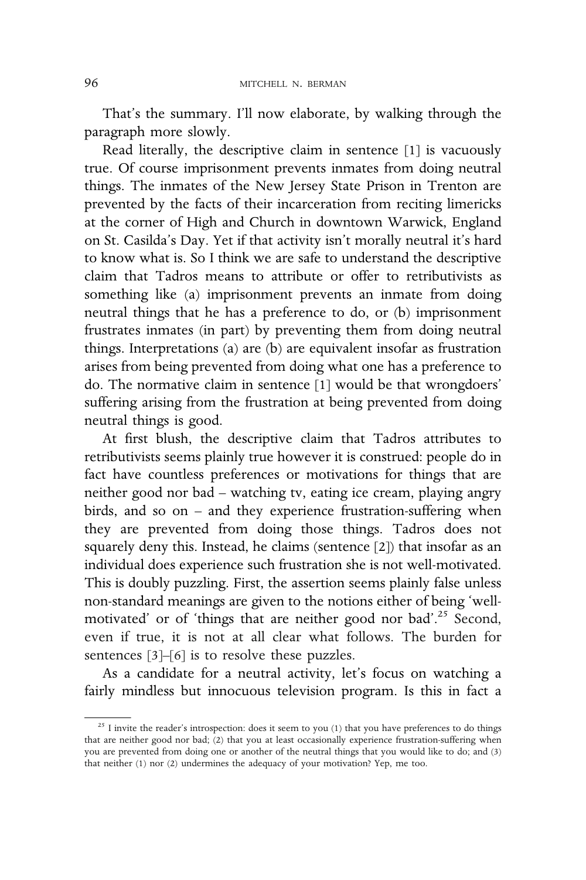That's the summary. I'll now elaborate, by walking through the paragraph more slowly.

Read literally, the descriptive claim in sentence [1] is vacuously true. Of course imprisonment prevents inmates from doing neutral things. The inmates of the New Jersey State Prison in Trenton are prevented by the facts of their incarceration from reciting limericks at the corner of High and Church in downtown Warwick, England on St. Casilda's Day. Yet if that activity isn't morally neutral it's hard to know what is. So I think we are safe to understand the descriptive claim that Tadros means to attribute or offer to retributivists as something like (a) imprisonment prevents an inmate from doing neutral things that he has a preference to do, or (b) imprisonment frustrates inmates (in part) by preventing them from doing neutral things. Interpretations (a) are (b) are equivalent insofar as frustration arises from being prevented from doing what one has a preference to do. The normative claim in sentence [1] would be that wrongdoers' suffering arising from the frustration at being prevented from doing neutral things is good.

At first blush, the descriptive claim that Tadros attributes to retributivists seems plainly true however it is construed: people do in fact have countless preferences or motivations for things that are neither good nor bad – watching tv, eating ice cream, playing angry birds, and so on – and they experience frustration-suffering when they are prevented from doing those things. Tadros does not squarely deny this. Instead, he claims (sentence [2]) that insofar as an individual does experience such frustration she is not well-motivated. This is doubly puzzling. First, the assertion seems plainly false unless non-standard meanings are given to the notions either of being 'well-motivated' or of 'things that are neither good nor bad'.[25] Second, even if true, it is not at all clear what follows. The burden for sentences [3]–[6] is to resolve these puzzles.

As a candidate for a neutral activity, let's focus on watching a fairly mindless but innocuous television program. Is this in fact a

[25] I invite the reader's introspection: does it seem to you (1) that you have preferences to do things that are neither good nor bad; (2) that you at least occasionally experience frustration-suffering when you are prevented from doing one or another of the neutral things that you would like to do; and (3) that neither (1) nor (2) undermines the adequacy of your motivation? Yep, me too.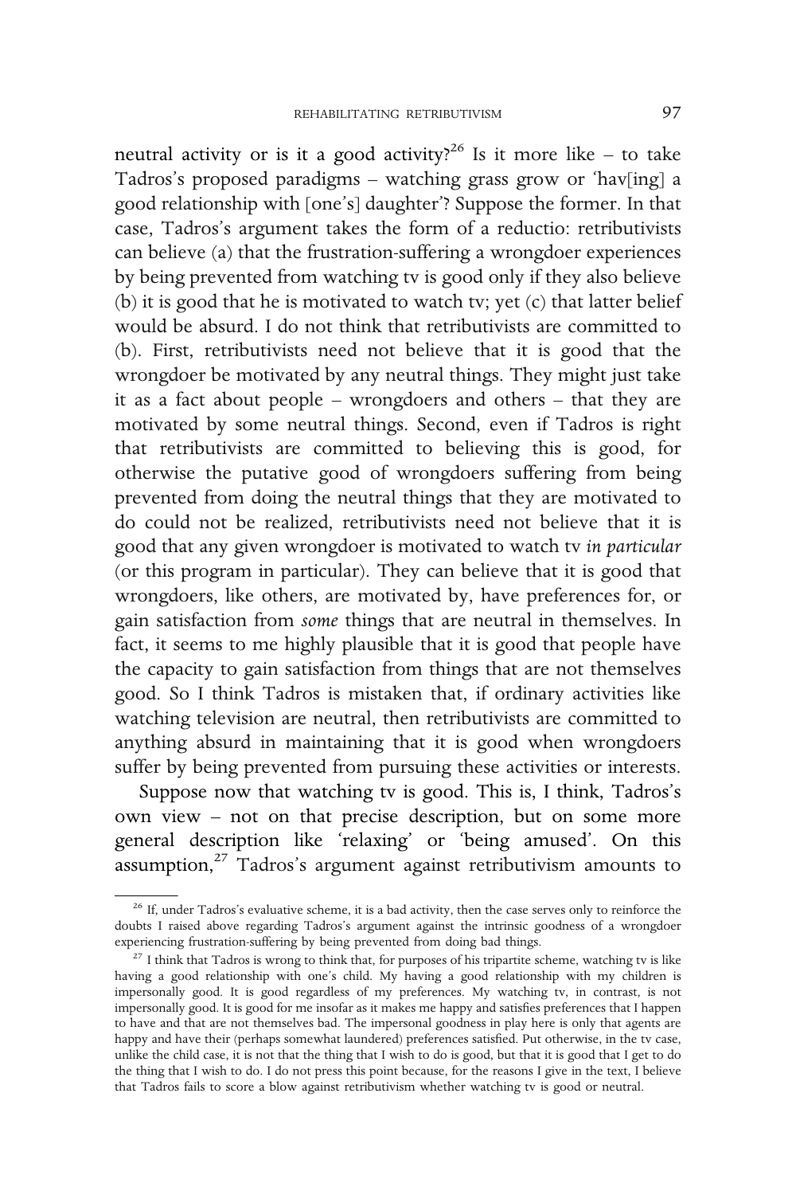neutral activity or is it a good activity?[26] Is it more like – to take Tadros's proposed paradigms – watching grass grow or 'hav[ing] a good relationship with [one's] daughter'? Suppose the former. In that case, Tadros's argument takes the form of a reductio: retributivists can believe (a) that the frustration-suffering a wrongdoer experiences by being prevented from watching tv is good only if they also believe (b) it is good that he is motivated to watch tv; yet (c) that latter belief would be absurd. I do not think that retributivists are committed to (b). First, retributivists need not believe that it is good that the wrongdoer be motivated by any neutral things. They might just take it as a fact about people – wrongdoers and others – that they are motivated by some neutral things. Second, even if Tadros is right that retributivists are committed to believing this is good, for otherwise the putative good of wrongdoers suffering from being prevented from doing the neutral things that they are motivated to do could not be realized, retributivists need not believe that it is good that any given wrongdoer is motivated to watch tv *in particular* (or this program in particular). They can believe that it is good that wrongdoers, like others, are motivated by, have preferences for, or gain satisfaction from *some* things that are neutral in themselves. In fact, it seems to me highly plausible that it is good that people have the capacity to gain satisfaction from things that are not themselves good. So I think Tadros is mistaken that, if ordinary activities like watching television are neutral, then retributivists are committed to anything absurd in maintaining that it is good when wrongdoers suffer by being prevented from pursuing these activities or interests.

Suppose now that watching tv is good. This is, I think, Tadros's own view – not on that precise description, but on some more general description like 'relaxing' or 'being amused'. On this assumption,[27] Tadros's argument against retributivism amounts to

[26] If, under Tadros's evaluative scheme, it is a bad activity, then the case serves only to reinforce the doubts I raised above regarding Tadros's argument against the intrinsic goodness of a wrongdoer experiencing frustration-suffering by being prevented from doing bad things.

[27] I think that Tadros is wrong to think that, for purposes of his tripartite scheme, watching tv is like having a good relationship with one's child. My having a good relationship with my children is impersonally good. It is good regardless of my preferences. My watching tv, in contrast, is not impersonally good. It is good for me insofar as it makes me happy and satisfies preferences that I happen to have and that are not themselves bad. The impersonal goodness in play here is only that agents are happy and have their (perhaps somewhat laundered) preferences satisfied. Put otherwise, in the tv case, unlike the child case, it is not that the thing that I wish to do is good, but that it is good that I get to do the thing that I wish to do. I do not press this point because, for the reasons I give in the text, I believe that Tadros fails to score a blow against retributivism whether watching tv is good or neutral.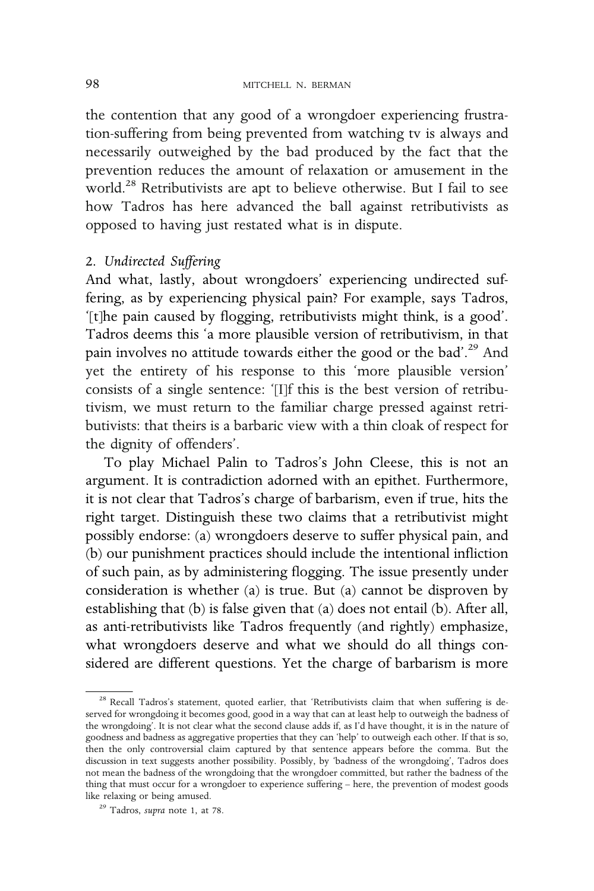the contention that any good of a wrongdoer experiencing frustration-suffering from being prevented from watching tv is always and necessarily outweighed by the bad produced by the fact that the prevention reduces the amount of relaxation or amusement in the world.[28] Retributivists are apt to believe otherwise. But I fail to see how Tadros has here advanced the ball against retributivists as opposed to having just restated what is in dispute.

### 2. *Undirected Suffering*

And what, lastly, about wrongdoers' experiencing undirected suffering, as by experiencing physical pain? For example, says Tadros, '[t]he pain caused by flogging, retributivists might think, is a good'. Tadros deems this 'a more plausible version of retributivism, in that pain involves no attitude towards either the good or the bad'.[29] And yet the entirety of his response to this 'more plausible version' consists of a single sentence: '[I]f this is the best version of retributivism, we must return to the familiar charge pressed against retributivists: that theirs is a barbaric view with a thin cloak of respect for the dignity of offenders'.

To play Michael Palin to Tadros's John Cleese, this is not an argument. It is contradiction adorned with an epithet. Furthermore, it is not clear that Tadros's charge of barbarism, even if true, hits the right target. Distinguish these two claims that a retributivist might possibly endorse: (a) wrongdoers deserve to suffer physical pain, and (b) our punishment practices should include the intentional infliction of such pain, as by administering flogging. The issue presently under consideration is whether (a) is true. But (a) cannot be disproven by establishing that (b) is false given that (a) does not entail (b). After all, as anti-retributivists like Tadros frequently (and rightly) emphasize, what wrongdoers deserve and what we should do all things considered are different questions. Yet the charge of barbarism is more

---

[28] Recall Tadros's statement, quoted earlier, that 'Retributivists claim that when suffering is deserved for wrongdoing it becomes good, good in a way that can at least help to outweigh the badness of the wrongdoing'. It is not clear what the second clause adds if, as I'd have thought, it is in the nature of goodness and badness as aggregative properties that they can 'help' to outweigh each other. If that is so, then the only controversial claim captured by that sentence appears before the comma. But the discussion in text suggests another possibility. Possibly, by 'badness of the wrongdoing', Tadros does not mean the badness of the wrongdoing that the wrongdoer committed, but rather the badness of the thing that must occur for a wrongdoer to experience suffering – here, the prevention of modest goods like relaxing or being amused.

[29] Tadros, *supra* note 1, at 78.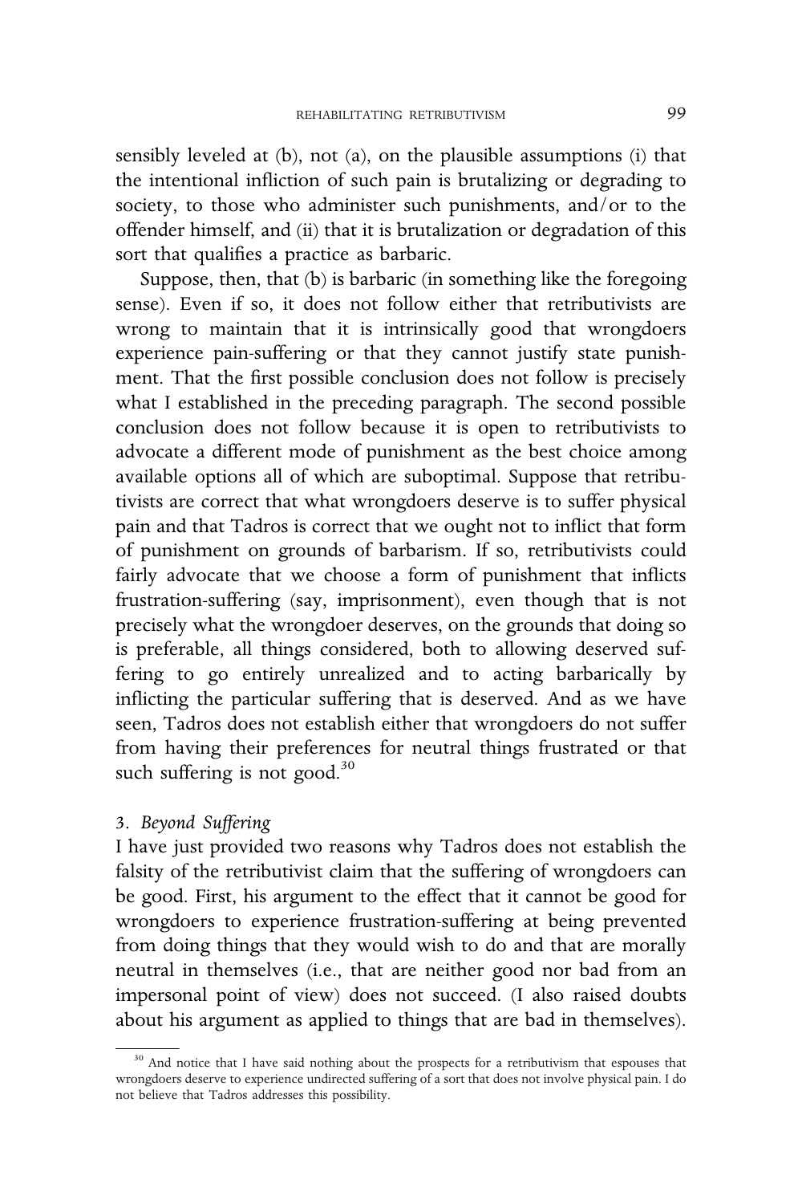sensibly leveled at (b), not (a), on the plausible assumptions (i) that the intentional infliction of such pain is brutalizing or degrading to society, to those who administer such punishments, and/or to the offender himself, and (ii) that it is brutalization or degradation of this sort that qualifies a practice as barbaric.

Suppose, then, that (b) is barbaric (in something like the foregoing sense). Even if so, it does not follow either that retributivists are wrong to maintain that it is intrinsically good that wrongdoers experience pain-suffering or that they cannot justify state punishment. That the first possible conclusion does not follow is precisely what I established in the preceding paragraph. The second possible conclusion does not follow because it is open to retributivists to advocate a different mode of punishment as the best choice among available options all of which are suboptimal. Suppose that retributivists are correct that what wrongdoers deserve is to suffer physical pain and that Tadros is correct that we ought not to inflict that form of punishment on grounds of barbarism. If so, retributivists could fairly advocate that we choose a form of punishment that inflicts frustration-suffering (say, imprisonment), even though that is not precisely what the wrongdoer deserves, on the grounds that doing so is preferable, all things considered, both to allowing deserved suffering to go entirely unrealized and to acting barbarically by inflicting the particular suffering that is deserved. And as we have seen, Tadros does not establish either that wrongdoers do not suffer from having their preferences for neutral things frustrated or that such suffering is not good.[30]

### 3. *Beyond Suffering*

I have just provided two reasons why Tadros does not establish the falsity of the retributivist claim that the suffering of wrongdoers can be good. First, his argument to the effect that it cannot be good for wrongdoers to experience frustration-suffering at being prevented from doing things that they would wish to do and that are morally neutral in themselves (i.e., that are neither good nor bad from an impersonal point of view) does not succeed. (I also raised doubts about his argument as applied to things that are bad in themselves).

[30] And notice that I have said nothing about the prospects for a retributivism that espouses that wrongdoers deserve to experience undirected suffering of a sort that does not involve physical pain. I do not believe that Tadros addresses this possibility.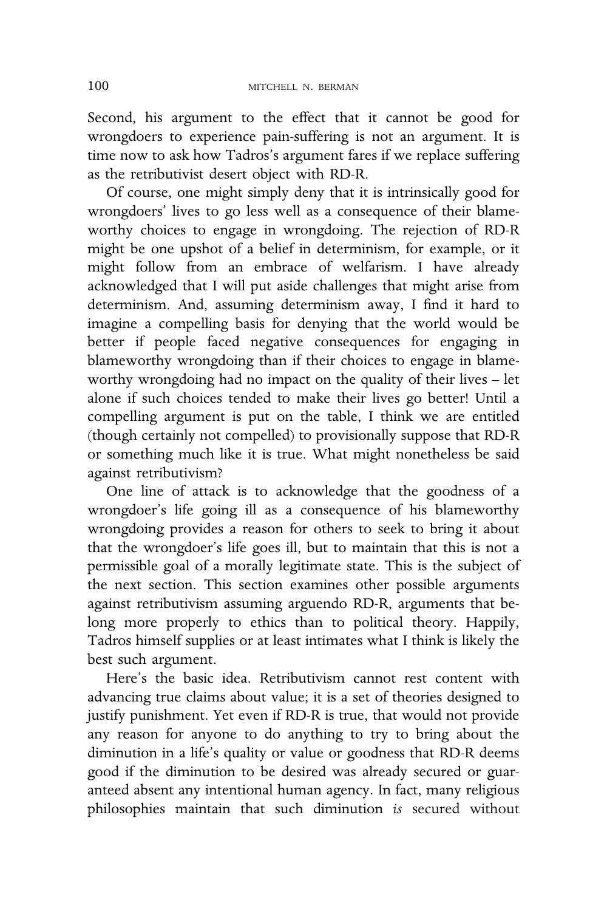Second, his argument to the effect that it cannot be good for wrongdoers to experience pain-suffering is not an argument. It is time now to ask how Tadros's argument fares if we replace suffering as the retributivist desert object with RD-R.

Of course, one might simply deny that it is intrinsically good for wrongdoers' lives to go less well as a consequence of their blameworthy choices to engage in wrongdoing. The rejection of RD-R might be one upshot of a belief in determinism, for example, or it might follow from an embrace of welfarism. I have already acknowledged that I will put aside challenges that might arise from determinism. And, assuming determinism away, I find it hard to imagine a compelling basis for denying that the world would be better if people faced negative consequences for engaging in blameworthy wrongdoing than if their choices to engage in blameworthy wrongdoing had no impact on the quality of their lives – let alone if such choices tended to make their lives go better! Until a compelling argument is put on the table, I think we are entitled (though certainly not compelled) to provisionally suppose that RD-R or something much like it is true. What might nonetheless be said against retributivism?

One line of attack is to acknowledge that the goodness of a wrongdoer's life going ill as a consequence of his blameworthy wrongdoing provides a reason for others to seek to bring it about that the wrongdoer's life goes ill, but to maintain that this is not a permissible goal of a morally legitimate state. This is the subject of the next section. This section examines other possible arguments against retributivism assuming arguendo RD-R, arguments that belong more properly to ethics than to political theory. Happily, Tadros himself supplies or at least intimates what I think is likely the best such argument.

Here's the basic idea. Retributivism cannot rest content with advancing true claims about value; it is a set of theories designed to justify punishment. Yet even if RD-R is true, that would not provide any reason for anyone to do anything to try to bring about the diminution in a life's quality or value or goodness that RD-R deems good if the diminution to be desired was already secured or guaranteed absent any intentional human agency. In fact, many religious philosophies maintain that such diminution *is* secured without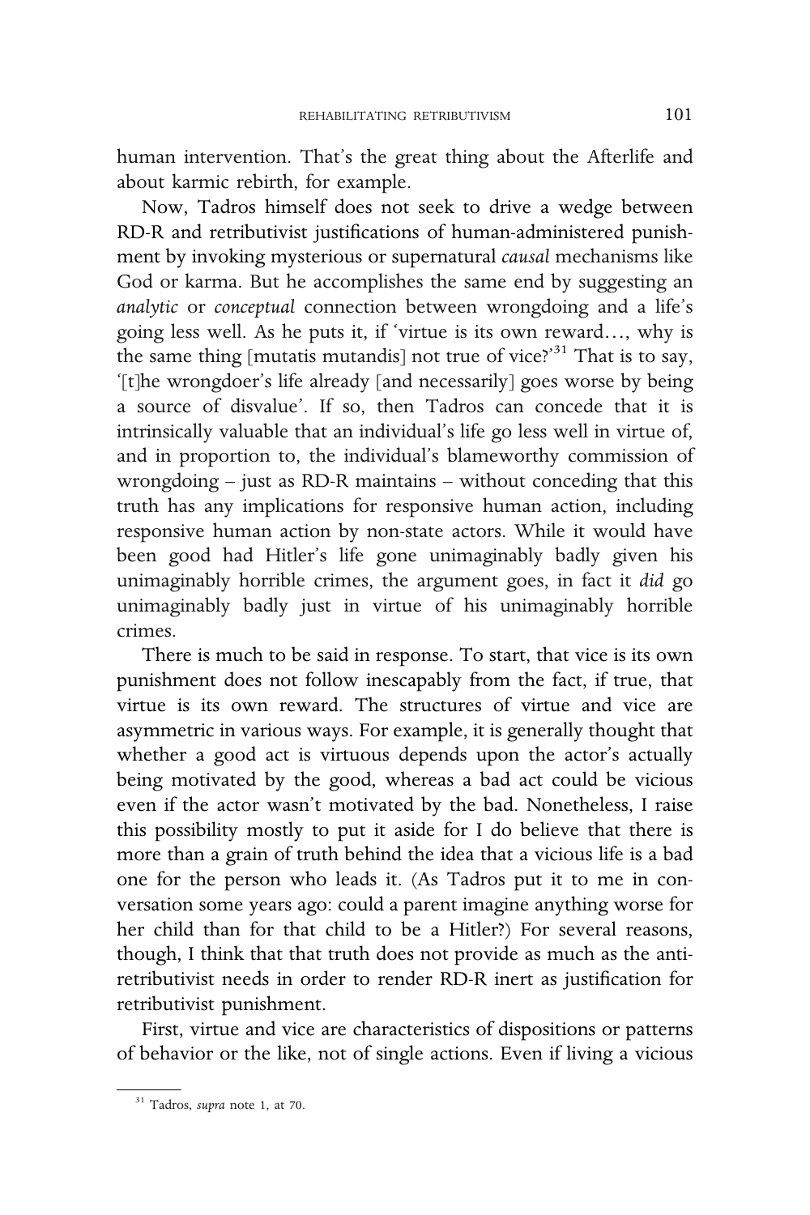human intervention. That's the great thing about the Afterlife and about karmic rebirth, for example.

Now, Tadros himself does not seek to drive a wedge between RD-R and retributivist justifications of human-administered punishment by invoking mysterious or supernatural *causal* mechanisms like God or karma. But he accomplishes the same end by suggesting an *analytic* or *conceptual* connection between wrongdoing and a life's going less well. As he puts it, if 'virtue is its own reward…, why is the same thing [mutatis mutandis] not true of vice?'[31] That is to say, '[t]he wrongdoer's life already [and necessarily] goes worse by being a source of disvalue'. If so, then Tadros can concede that it is intrinsically valuable that an individual's life go less well in virtue of, and in proportion to, the individual's blameworthy commission of wrongdoing – just as RD-R maintains – without conceding that this truth has any implications for responsive human action, including responsive human action by non-state actors. While it would have been good had Hitler's life gone unimaginably badly given his unimaginably horrible crimes, the argument goes, in fact it *did* go unimaginably badly just in virtue of his unimaginably horrible crimes.

There is much to be said in response. To start, that vice is its own punishment does not follow inescapably from the fact, if true, that virtue is its own reward. The structures of virtue and vice are asymmetric in various ways. For example, it is generally thought that whether a good act is virtuous depends upon the actor's actually being motivated by the good, whereas a bad act could be vicious even if the actor wasn't motivated by the bad. Nonetheless, I raise this possibility mostly to put it aside for I do believe that there is more than a grain of truth behind the idea that a vicious life is a bad one for the person who leads it. (As Tadros put it to me in conversation some years ago: could a parent imagine anything worse for her child than for that child to be a Hitler?) For several reasons, though, I think that that truth does not provide as much as the anti-retributivist needs in order to render RD-R inert as justification for retributivist punishment.

First, virtue and vice are characteristics of dispositions or patterns of behavior or the like, not of single actions. Even if living a vicious

[31] Tadros, *supra* note 1, at 70.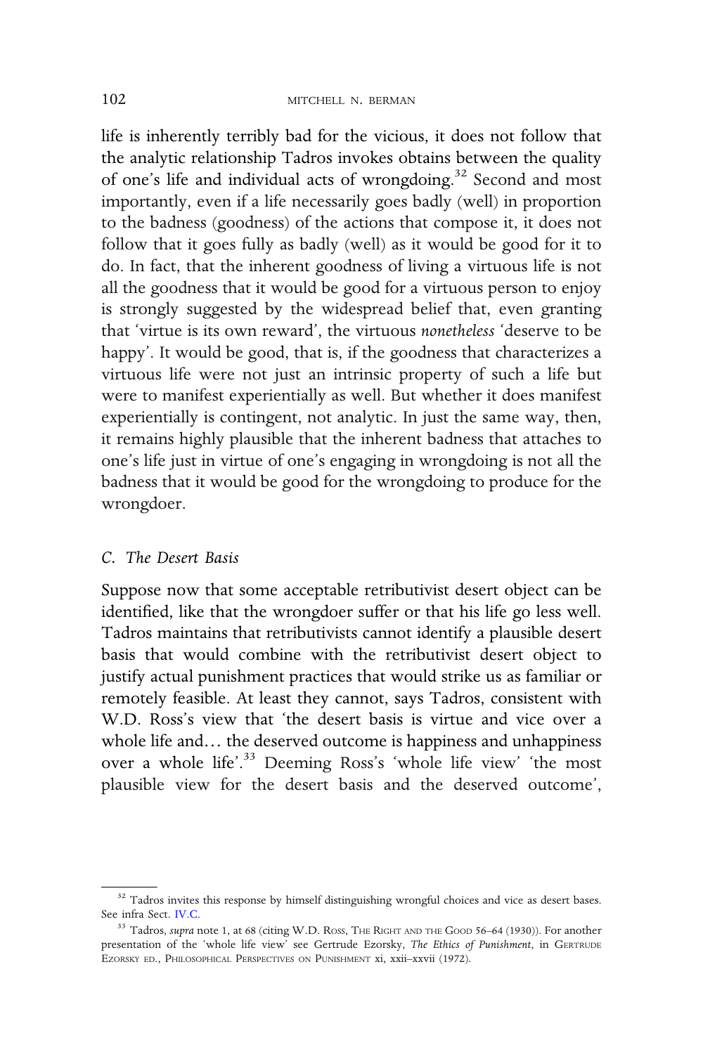life is inherently terribly bad for the vicious, it does not follow that the analytic relationship Tadros invokes obtains between the quality of one's life and individual acts of wrongdoing.[32] Second and most importantly, even if a life necessarily goes badly (well) in proportion to the badness (goodness) of the actions that compose it, it does not follow that it goes fully as badly (well) as it would be good for it to do. In fact, that the inherent goodness of living a virtuous life is not all the goodness that it would be good for a virtuous person to enjoy is strongly suggested by the widespread belief that, even granting that 'virtue is its own reward', the virtuous *nonetheless* 'deserve to be happy'. It would be good, that is, if the goodness that characterizes a virtuous life were not just an intrinsic property of such a life but were to manifest experientially as well. But whether it does manifest experientially is contingent, not analytic. In just the same way, then, it remains highly plausible that the inherent badness that attaches to one's life just in virtue of one's engaging in wrongdoing is not all the badness that it would be good for the wrongdoing to produce for the wrongdoer.

### C. The Desert Basis

Suppose now that some acceptable retributivist desert object can be identified, like that the wrongdoer suffer or that his life go less well. Tadros maintains that retributivists cannot identify a plausible desert basis that would combine with the retributivist desert object to justify actual punishment practices that would strike us as familiar or remotely feasible. At least they cannot, says Tadros, consistent with W.D. Ross's view that 'the desert basis is virtue and vice over a whole life and… the deserved outcome is happiness and unhappiness over a whole life'.[33] Deeming Ross's 'whole life view' 'the most plausible view for the desert basis and the deserved outcome',

---

[32] Tadros invites this response by himself distinguishing wrongful choices and vice as desert bases. See infra Sect. IV.C.

[33] Tadros, *supra* note 1, at 68 (citing W.D. Ross, The Right and the Good 56–64 (1930)). For another presentation of the 'whole life view' see Gertrude Ezorsky, *The Ethics of Punishment*, in Gertrude Ezorsky ed., Philosophical Perspectives on Punishment xi, xxii–xxvii (1972).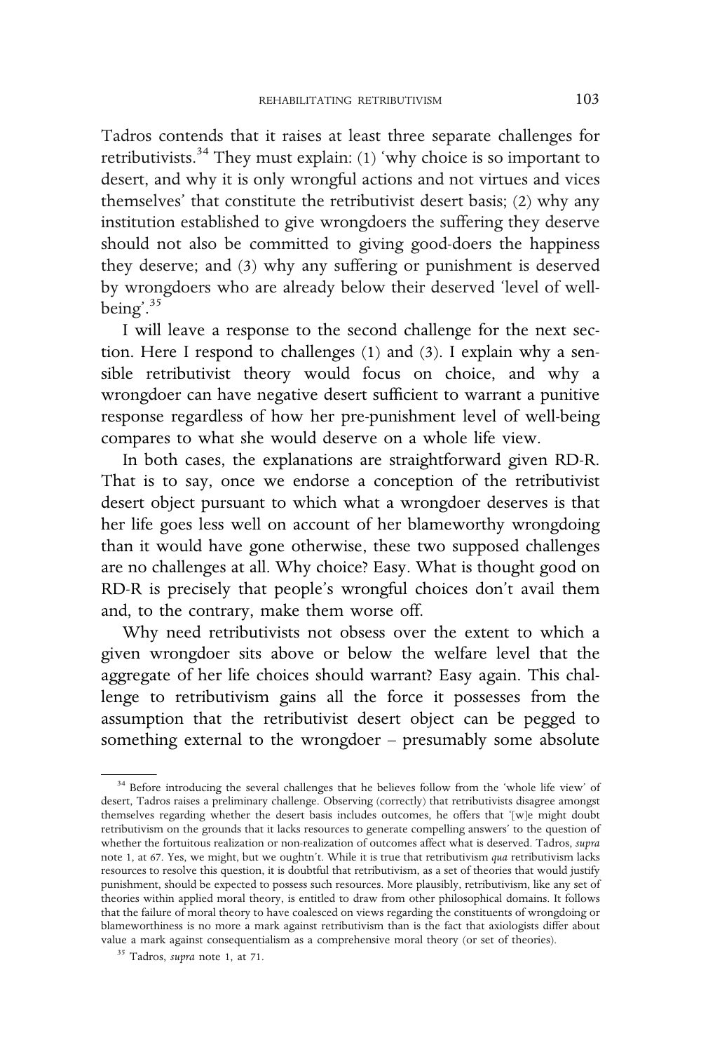Tadros contends that it raises at least three separate challenges for retributivists.[34] They must explain: (1) 'why choice is so important to desert, and why it is only wrongful actions and not virtues and vices themselves' that constitute the retributivist desert basis; (2) why any institution established to give wrongdoers the suffering they deserve should not also be committed to giving good-doers the happiness they deserve; and (3) why any suffering or punishment is deserved by wrongdoers who are already below their deserved 'level of well-being'.[35]

I will leave a response to the second challenge for the next section. Here I respond to challenges (1) and (3). I explain why a sensible retributivist theory would focus on choice, and why a wrongdoer can have negative desert sufficient to warrant a punitive response regardless of how her pre-punishment level of well-being compares to what she would deserve on a whole life view.

In both cases, the explanations are straightforward given RD-R. That is to say, once we endorse a conception of the retributivist desert object pursuant to which what a wrongdoer deserves is that her life goes less well on account of her blameworthy wrongdoing than it would have gone otherwise, these two supposed challenges are no challenges at all. Why choice? Easy. What is thought good on RD-R is precisely that people's wrongful choices don't avail them and, to the contrary, make them worse off.

Why need retributivists not obsess over the extent to which a given wrongdoer sits above or below the welfare level that the aggregate of her life choices should warrant? Easy again. This challenge to retributivism gains all the force it possesses from the assumption that the retributivist desert object can be pegged to something external to the wrongdoer – presumably some absolute

---

[34] Before introducing the several challenges that he believes follow from the 'whole life view' of desert, Tadros raises a preliminary challenge. Observing (correctly) that retributivists disagree amongst themselves regarding whether the desert basis includes outcomes, he offers that '[w]e might doubt retributivism on the grounds that it lacks resources to generate compelling answers' to the question of whether the fortuitous realization or non-realization of outcomes affect what is deserved. Tadros, *supra* note 1, at 67. Yes, we might, but we oughtn't. While it is true that retributivism *qua* retributivism lacks resources to resolve this question, it is doubtful that retributivism, as a set of theories that would justify punishment, should be expected to possess such resources. More plausibly, retributivism, like any set of theories within applied moral theory, is entitled to draw from other philosophical domains. It follows that the failure of moral theory to have coalesced on views regarding the constituents of wrongdoing or blameworthiness is no more a mark against retributivism than is the fact that axiologists differ about value a mark against consequentialism as a comprehensive moral theory (or set of theories).

[35] Tadros, *supra* note 1, at 71.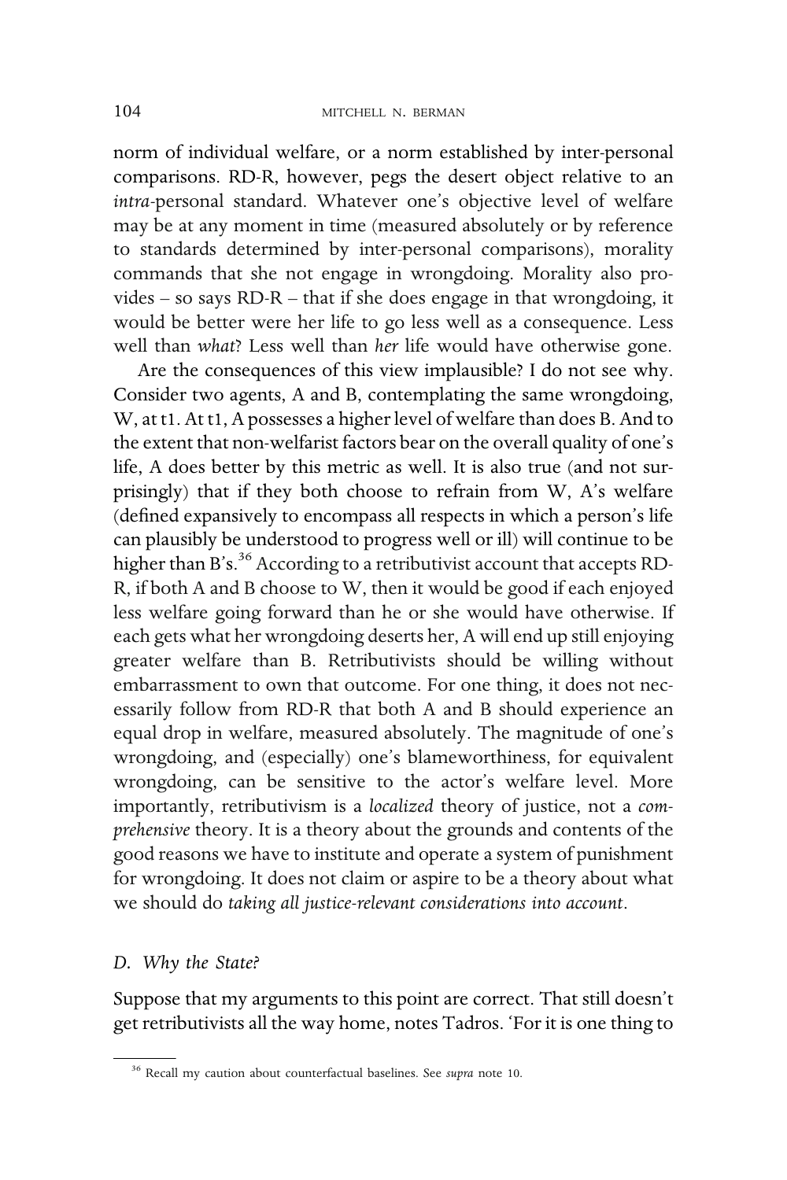norm of individual welfare, or a norm established by inter-personal comparisons. RD-R, however, pegs the desert object relative to an *intra*-personal standard. Whatever one's objective level of welfare may be at any moment in time (measured absolutely or by reference to standards determined by inter-personal comparisons), morality commands that she not engage in wrongdoing. Morality also provides – so says RD-R – that if she does engage in that wrongdoing, it would be better were her life to go less well as a consequence. Less well than *what*? Less well than *her* life would have otherwise gone.

Are the consequences of this view implausible? I do not see why. Consider two agents, A and B, contemplating the same wrongdoing, W, at t1. At t1, A possesses a higher level of welfare than does B. And to the extent that non-welfarist factors bear on the overall quality of one's life, A does better by this metric as well. It is also true (and not surprisingly) that if they both choose to refrain from W, A's welfare (defined expansively to encompass all respects in which a person's life can plausibly be understood to progress well or ill) will continue to be higher than B's.[36] According to a retributivist account that accepts RD-R, if both A and B choose to W, then it would be good if each enjoyed less welfare going forward than he or she would have otherwise. If each gets what her wrongdoing deserts her, A will end up still enjoying greater welfare than B. Retributivists should be willing without embarrassment to own that outcome. For one thing, it does not necessarily follow from RD-R that both A and B should experience an equal drop in welfare, measured absolutely. The magnitude of one's wrongdoing, and (especially) one's blameworthiness, for equivalent wrongdoing, can be sensitive to the actor's welfare level. More importantly, retributivism is a *localized* theory of justice, not a *comprehensive* theory. It is a theory about the grounds and contents of the good reasons we have to institute and operate a system of punishment for wrongdoing. It does not claim or aspire to be a theory about what we should do *taking all justice-relevant considerations into account*.

### D. *Why the State?*

Suppose that my arguments to this point are correct. That still doesn't get retributivists all the way home, notes Tadros. 'For it is one thing to

[36] Recall my caution about counterfactual baselines. See *supra* note 10.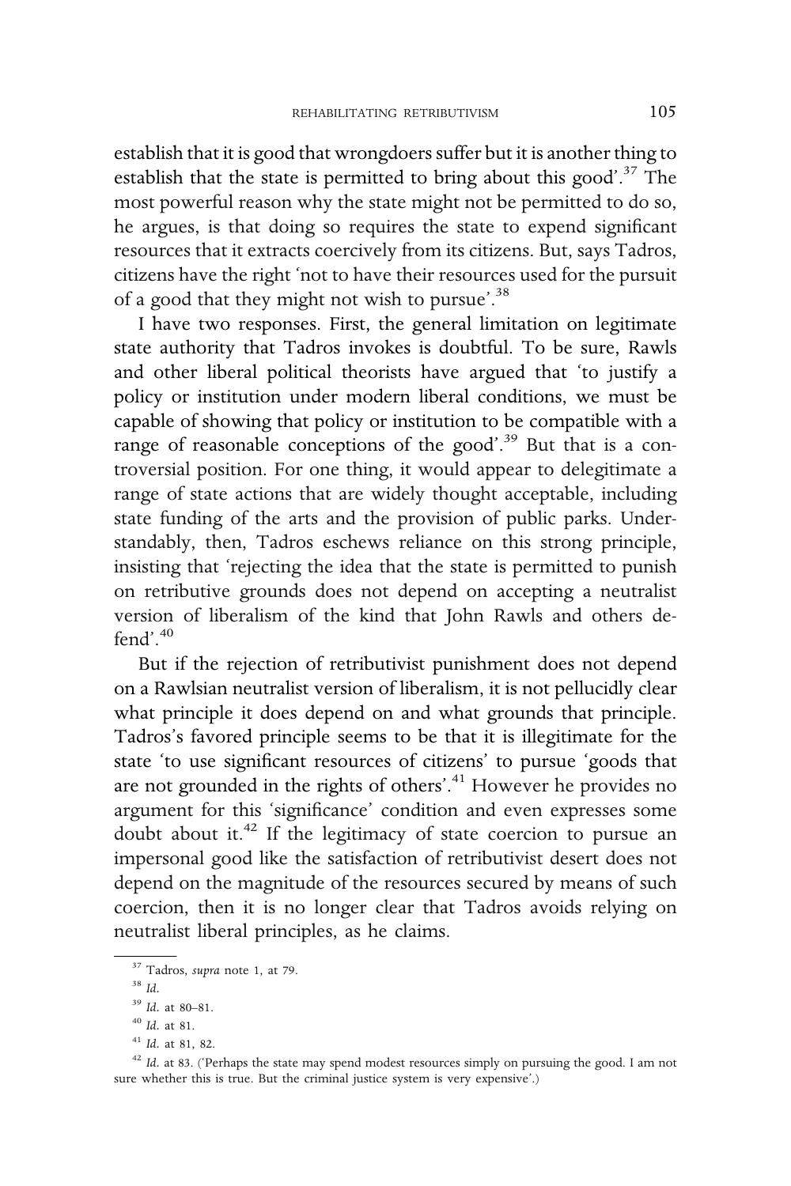establish that it is good that wrongdoers suffer but it is another thing to establish that the state is permitted to bring about this good'.[37] The most powerful reason why the state might not be permitted to do so, he argues, is that doing so requires the state to expend significant resources that it extracts coercively from its citizens. But, says Tadros, citizens have the right 'not to have their resources used for the pursuit of a good that they might not wish to pursue'.[38]

I have two responses. First, the general limitation on legitimate state authority that Tadros invokes is doubtful. To be sure, Rawls and other liberal political theorists have argued that 'to justify a policy or institution under modern liberal conditions, we must be capable of showing that policy or institution to be compatible with a range of reasonable conceptions of the good'.[39] But that is a controversial position. For one thing, it would appear to delegitimate a range of state actions that are widely thought acceptable, including state funding of the arts and the provision of public parks. Understandably, then, Tadros eschews reliance on this strong principle, insisting that 'rejecting the idea that the state is permitted to punish on retributive grounds does not depend on accepting a neutralist version of liberalism of the kind that John Rawls and others defend'.[40]

But if the rejection of retributivist punishment does not depend on a Rawlsian neutralist version of liberalism, it is not pellucidly clear what principle it does depend on and what grounds that principle. Tadros's favored principle seems to be that it is illegitimate for the state 'to use significant resources of citizens' to pursue 'goods that are not grounded in the rights of others'.[41] However he provides no argument for this 'significance' condition and even expresses some doubt about it.[42] If the legitimacy of state coercion to pursue an impersonal good like the satisfaction of retributivist desert does not depend on the magnitude of the resources secured by means of such coercion, then it is no longer clear that Tadros avoids relying on neutralist liberal principles, as he claims.

---

[37] Tadros, *supra* note 1, at 79.

[38] *Id.*

[39] *Id.* at 80–81.

[40] *Id.* at 81.

[41] *Id.* at 81, 82.

[42] *Id.* at 83. ('Perhaps the state may spend modest resources simply on pursuing the good. I am not sure whether this is true. But the criminal justice system is very expensive'.)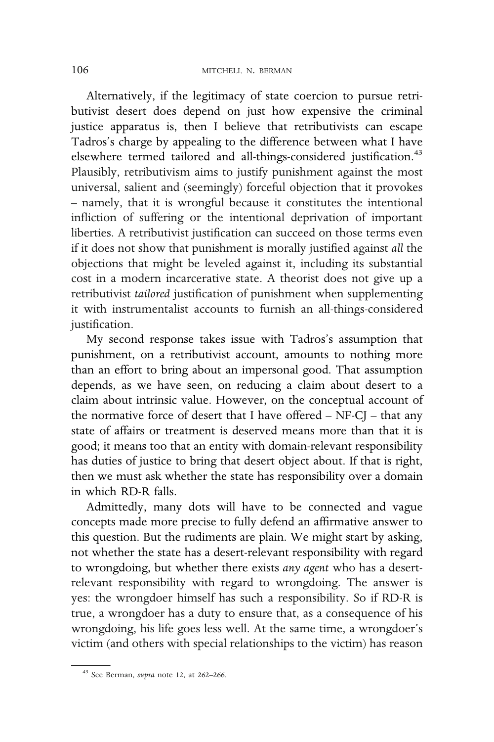Alternatively, if the legitimacy of state coercion to pursue retributivist desert does depend on just how expensive the criminal justice apparatus is, then I believe that retributivists can escape Tadros's charge by appealing to the difference between what I have elsewhere termed tailored and all-things-considered justification.[43] Plausibly, retributivism aims to justify punishment against the most universal, salient and (seemingly) forceful objection that it provokes – namely, that it is wrongful because it constitutes the intentional infliction of suffering or the intentional deprivation of important liberties. A retributivist justification can succeed on those terms even if it does not show that punishment is morally justified against *all* the objections that might be leveled against it, including its substantial cost in a modern incarcerative state. A theorist does not give up a retributivist *tailored* justification of punishment when supplementing it with instrumentalist accounts to furnish an all-things-considered justification.

My second response takes issue with Tadros's assumption that punishment, on a retributivist account, amounts to nothing more than an effort to bring about an impersonal good. That assumption depends, as we have seen, on reducing a claim about desert to a claim about intrinsic value. However, on the conceptual account of the normative force of desert that I have offered – NF-CJ – that any state of affairs or treatment is deserved means more than that it is good; it means too that an entity with domain-relevant responsibility has duties of justice to bring that desert object about. If that is right, then we must ask whether the state has responsibility over a domain in which RD-R falls.

Admittedly, many dots will have to be connected and vague concepts made more precise to fully defend an affirmative answer to this question. But the rudiments are plain. We might start by asking, not whether the state has a desert-relevant responsibility with regard to wrongdoing, but whether there exists *any agent* who has a desert-relevant responsibility with regard to wrongdoing. The answer is yes: the wrongdoer himself has such a responsibility. So if RD-R is true, a wrongdoer has a duty to ensure that, as a consequence of his wrongdoing, his life goes less well. At the same time, a wrongdoer's victim (and others with special relationships to the victim) has reason

[43] See Berman, *supra* note 12, at 262–266.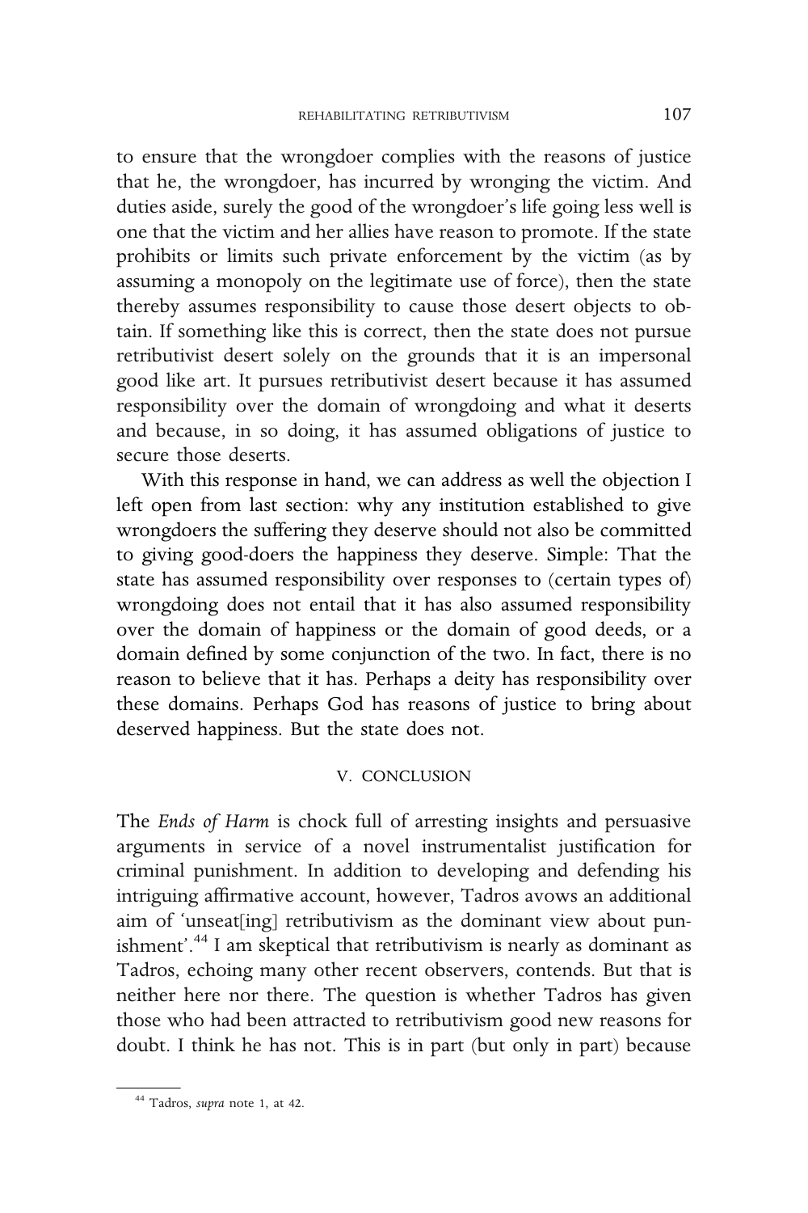to ensure that the wrongdoer complies with the reasons of justice that he, the wrongdoer, has incurred by wronging the victim. And duties aside, surely the good of the wrongdoer's life going less well is one that the victim and her allies have reason to promote. If the state prohibits or limits such private enforcement by the victim (as by assuming a monopoly on the legitimate use of force), then the state thereby assumes responsibility to cause those desert objects to obtain. If something like this is correct, then the state does not pursue retributivist desert solely on the grounds that it is an impersonal good like art. It pursues retributivist desert because it has assumed responsibility over the domain of wrongdoing and what it deserts and because, in so doing, it has assumed obligations of justice to secure those deserts.

With this response in hand, we can address as well the objection I left open from last section: why any institution established to give wrongdoers the suffering they deserve should not also be committed to giving good-doers the happiness they deserve. Simple: That the state has assumed responsibility over responses to (certain types of) wrongdoing does not entail that it has also assumed responsibility over the domain of happiness or the domain of good deeds, or a domain defined by some conjunction of the two. In fact, there is no reason to believe that it has. Perhaps a deity has responsibility over these domains. Perhaps God has reasons of justice to bring about deserved happiness. But the state does not.

## V. CONCLUSION

The *Ends of Harm* is chock full of arresting insights and persuasive arguments in service of a novel instrumentalist justification for criminal punishment. In addition to developing and defending his intriguing affirmative account, however, Tadros avows an additional aim of 'unseat[ing] retributivism as the dominant view about punishment'.[44] I am skeptical that retributivism is nearly as dominant as Tadros, echoing many other recent observers, contends. But that is neither here nor there. The question is whether Tadros has given those who had been attracted to retributivism good new reasons for doubt. I think he has not. This is in part (but only in part) because

[44] Tadros, *supra* note 1, at 42.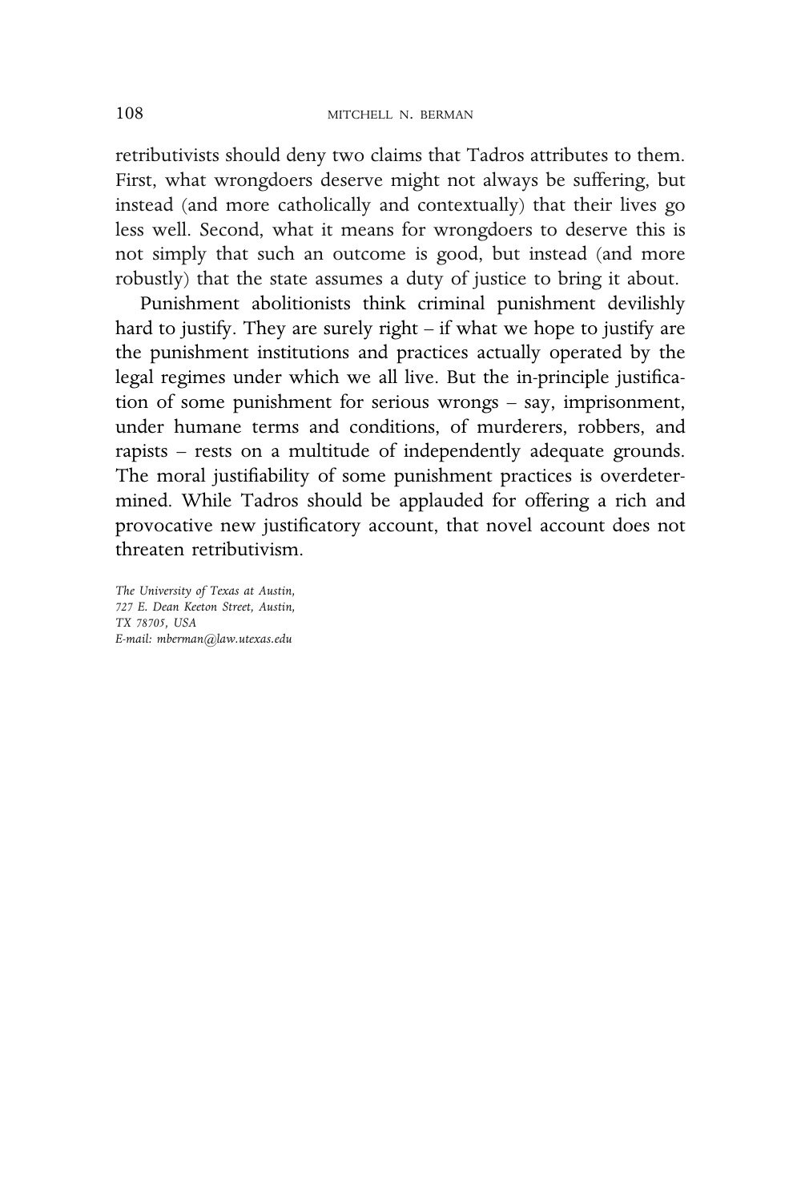retributivists should deny two claims that Tadros attributes to them. First, what wrongdoers deserve might not always be suffering, but instead (and more catholically and contextually) that their lives go less well. Second, what it means for wrongdoers to deserve this is not simply that such an outcome is good, but instead (and more robustly) that the state assumes a duty of justice to bring it about.

Punishment abolitionists think criminal punishment devilishly hard to justify. They are surely right – if what we hope to justify are the punishment institutions and practices actually operated by the legal regimes under which we all live. But the in-principle justification of some punishment for serious wrongs – say, imprisonment, under humane terms and conditions, of murderers, robbers, and rapists – rests on a multitude of independently adequate grounds. The moral justifiability of some punishment practices is overdetermined. While Tadros should be applauded for offering a rich and provocative new justificatory account, that novel account does not threaten retributivism.

*The University of Texas at Austin,*
*727 E. Dean Keeton Street, Austin,*
*TX 78705, USA*
*E-mail: mberman@law.utexas.edu*